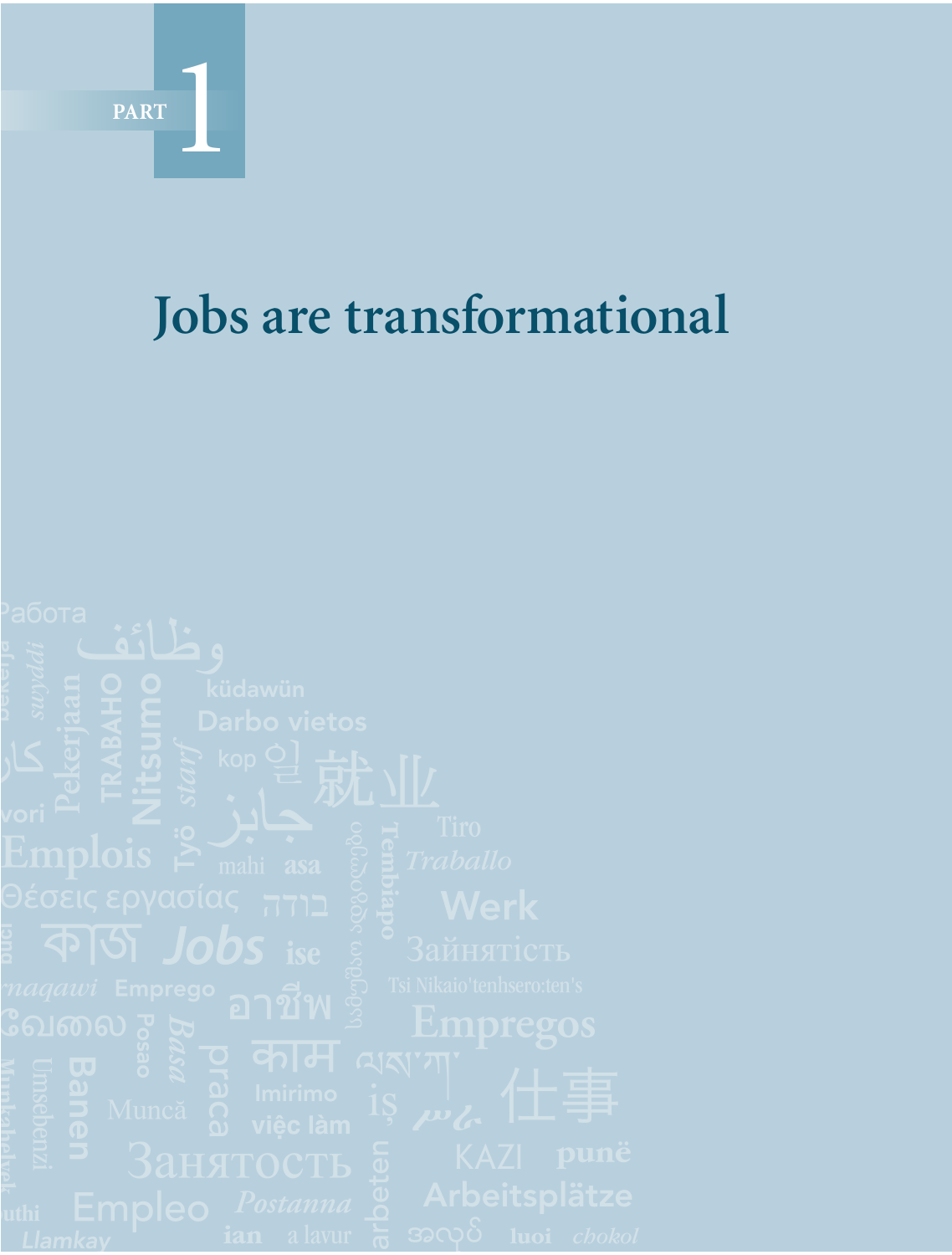PART 1

# Jobs are transformational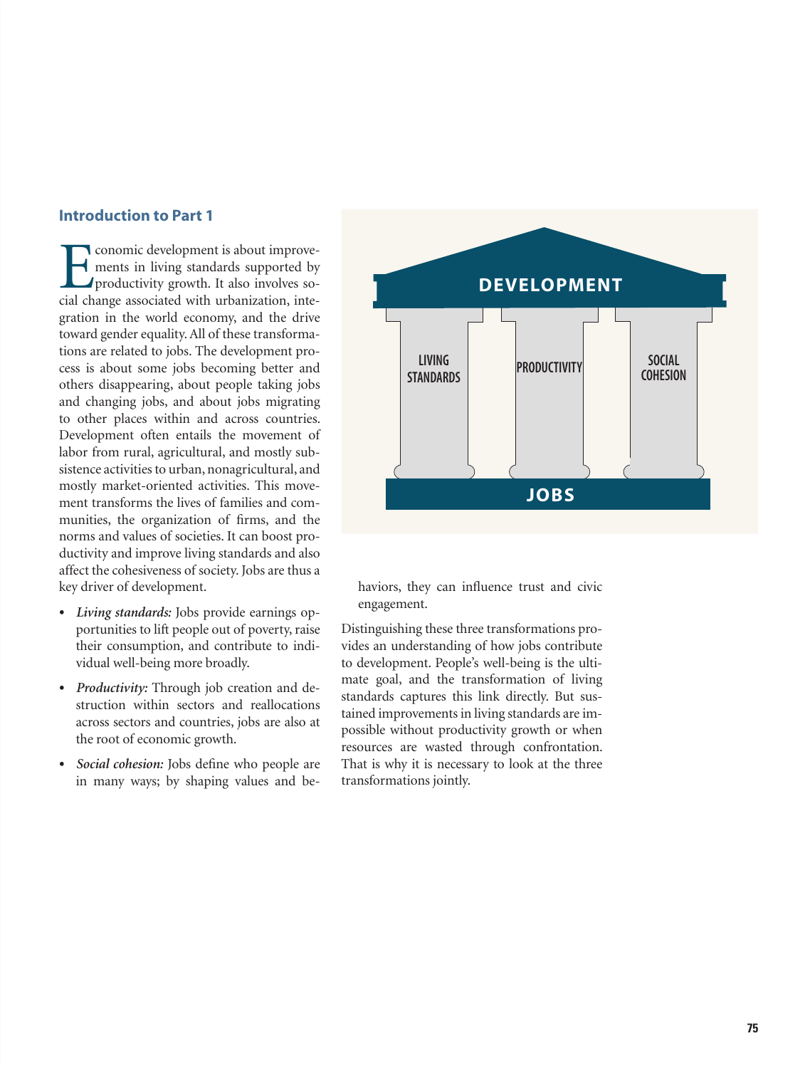## Introduction to Part 1

Economic development is about improvements in living standards supported by productivity growth. It also involves social change associated with urbanization, integration in the world economy, and the drive toward gender equality. All of these transformations are related to jobs. The development process is about some jobs becoming better and others disappearing, about people taking jobs and changing jobs, and about jobs migrating to other places within and across countries. Development often entails the movement of labor from rural, agricultural, and mostly subsistence activities to urban, nonagricultural, and mostly market-oriented activities. This movement transforms the lives of families and communities, the organization of firms, and the norms and values of societies. It can boost productivity and improve living standards and also affect the cohesiveness of society. Jobs are thus a key driver of development.

- ***Living standards:*** Jobs provide earnings opportunities to lift people out of poverty, raise their consumption, and contribute to individual well-being more broadly.
- ***Productivity:*** Through job creation and destruction within sectors and reallocations across sectors and countries, jobs are also at the root of economic growth.
- ***Social cohesion:*** Jobs define who people are in many ways; by shaping values and behaviors, they can influence trust and civic engagement.

DEVELOPMENT

LIVING STANDARDS

PRODUCTIVITY

SOCIAL COHESION

JOBS

Distinguishing these three transformations provides an understanding of how jobs contribute to development. People's well-being is the ultimate goal, and the transformation of living standards captures this link directly. But sustained improvements in living standards are impossible without productivity growth or when resources are wasted through confrontation. That is why it is necessary to look at the three transformations jointly.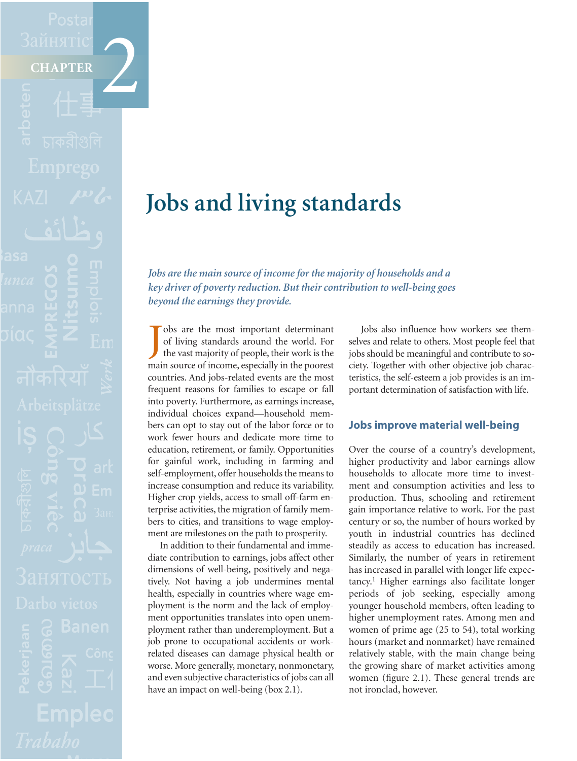# CHAPTER 2

# Jobs and living standards

*Jobs are the main source of income for the majority of households and a key driver of poverty reduction. But their contribution to well-being goes beyond the earnings they provide.*

Jobs are the most important determinant of living standards around the world. For the vast majority of people, their work is the main source of income, especially in the poorest countries. And jobs-related events are the most frequent reasons for families to escape or fall into poverty. Furthermore, as earnings increase, individual choices expand—household members can opt to stay out of the labor force or to work fewer hours and dedicate more time to education, retirement, or family. Opportunities for gainful work, including in farming and self-employment, offer households the means to increase consumption and reduce its variability. Higher crop yields, access to small off-farm enterprise activities, the migration of family members to cities, and transitions to wage employment are milestones on the path to prosperity.

In addition to their fundamental and immediate contribution to earnings, jobs affect other dimensions of well-being, positively and negatively. Not having a job undermines mental health, especially in countries where wage employment is the norm and the lack of employment opportunities translates into open unemployment rather than underemployment. But a job prone to occupational accidents or work-related diseases can damage physical health or worse. More generally, monetary, nonmonetary, and even subjective characteristics of jobs can all have an impact on well-being (box 2.1).

Jobs also influence how workers see themselves and relate to others. Most people feel that jobs should be meaningful and contribute to society. Together with other objective job characteristics, the self-esteem a job provides is an important determination of satisfaction with life.

## Jobs improve material well-being

Over the course of a country's development, higher productivity and labor earnings allow households to allocate more time to investment and consumption activities and less to production. Thus, schooling and retirement gain importance relative to work. For the past century or so, the number of hours worked by youth in industrial countries has declined steadily as access to education has increased. Similarly, the number of years in retirement has increased in parallel with longer life expectancy.[1] Higher earnings also facilitate longer periods of job seeking, especially among younger household members, often leading to higher unemployment rates. Among men and women of prime age (25 to 54), total working hours (market and nonmarket) have remained relatively stable, with the main change being the growing share of market activities among women (figure 2.1). These general trends are not ironclad, however.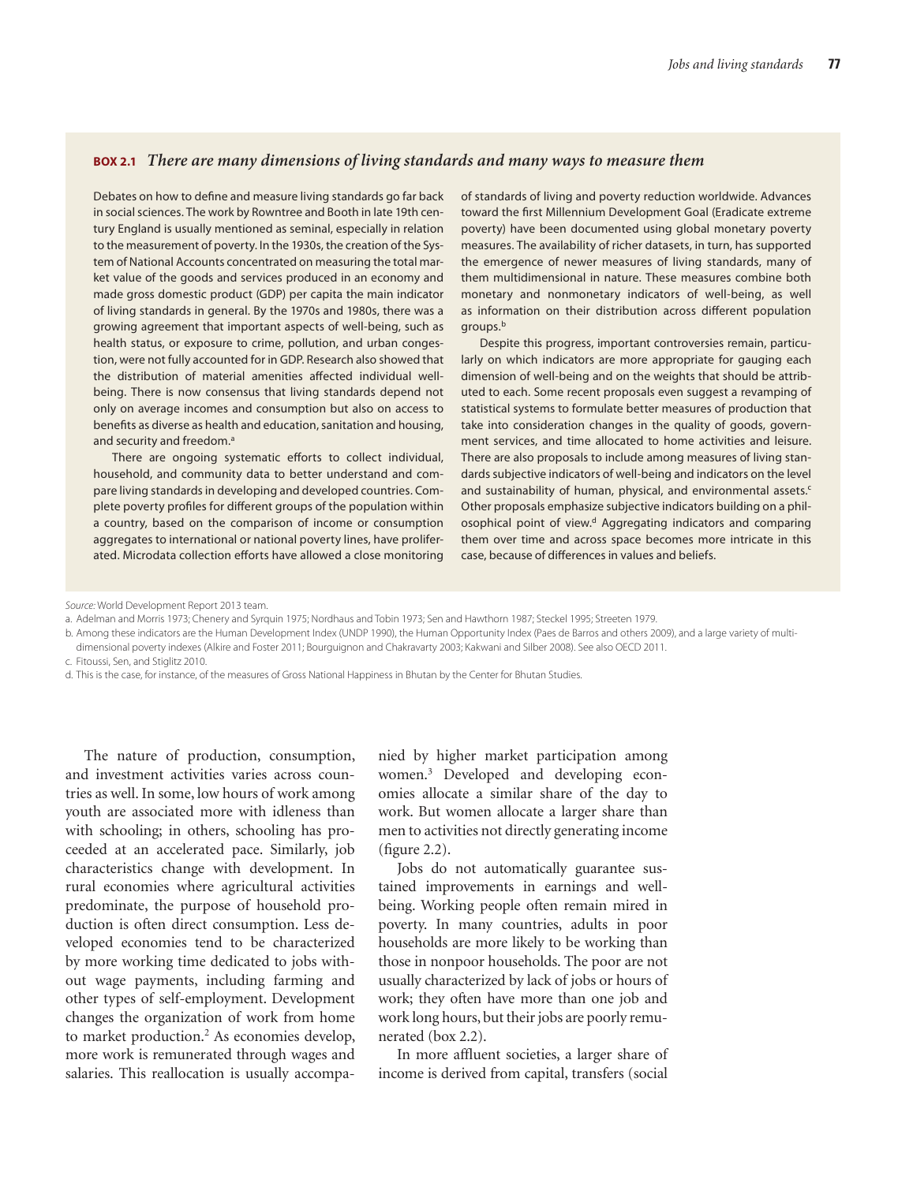### BOX 2.1 *There are many dimensions of living standards and many ways to measure them*

Debates on how to define and measure living standards go far back in social sciences. The work by Rowntree and Booth in late 19th century England is usually mentioned as seminal, especially in relation to the measurement of poverty. In the 1930s, the creation of the System of National Accounts concentrated on measuring the total market value of the goods and services produced in an economy and made gross domestic product (GDP) per capita the main indicator of living standards in general. By the 1970s and 1980s, there was a growing agreement that important aspects of well-being, such as health status, or exposure to crime, pollution, and urban congestion, were not fully accounted for in GDP. Research also showed that the distribution of material amenities affected individual well-being. There is now consensus that living standards depend not only on average incomes and consumption but also on access to benefits as diverse as health and education, sanitation and housing, and security and freedom.[a]

There are ongoing systematic efforts to collect individual, household, and community data to better understand and compare living standards in developing and developed countries. Complete poverty profiles for different groups of the population within a country, based on the comparison of income or consumption aggregates to international or national poverty lines, have proliferated. Microdata collection efforts have allowed a close monitoring of standards of living and poverty reduction worldwide. Advances toward the first Millennium Development Goal (Eradicate extreme poverty) have been documented using global monetary poverty measures. The availability of richer datasets, in turn, has supported the emergence of newer measures of living standards, many of them multidimensional in nature. These measures combine both monetary and nonmonetary indicators of well-being, as well as information on their distribution across different population groups.[b]

Despite this progress, important controversies remain, particularly on which indicators are more appropriate for gauging each dimension of well-being and on the weights that should be attributed to each. Some recent proposals even suggest a revamping of statistical systems to formulate better measures of production that take into consideration changes in the quality of goods, government services, and time allocated to home activities and leisure. There are also proposals to include among measures of living standards subjective indicators of well-being and indicators on the level and sustainability of human, physical, and environmental assets.[c] Other proposals emphasize subjective indicators building on a philosophical point of view.[d] Aggregating indicators and comparing them over time and across space becomes more intricate in this case, because of differences in values and beliefs.

*Source:* World Development Report 2013 team.

a. Adelman and Morris 1973; Chenery and Syrquin 1975; Nordhaus and Tobin 1973; Sen and Hawthorn 1987; Steckel 1995; Streeten 1979.

b. Among these indicators are the Human Development Index (UNDP 1990), the Human Opportunity Index (Paes de Barros and others 2009), and a large variety of multidimensional poverty indexes (Alkire and Foster 2011; Bourguignon and Chakravarty 2003; Kakwani and Silber 2008). See also OECD 2011.

c. Fitoussi, Sen, and Stiglitz 2010.

d. This is the case, for instance, of the measures of Gross National Happiness in Bhutan by the Center for Bhutan Studies.

The nature of production, consumption, and investment activities varies across countries as well. In some, low hours of work among youth are associated more with idleness than with schooling; in others, schooling has proceeded at an accelerated pace. Similarly, job characteristics change with development. In rural economies where agricultural activities predominate, the purpose of household production is often direct consumption. Less developed economies tend to be characterized by more working time dedicated to jobs without wage payments, including farming and other types of self-employment. Development changes the organization of work from home to market production.[2] As economies develop, more work is remunerated through wages and salaries. This reallocation is usually accompanied by higher market participation among women.[3] Developed and developing economies allocate a similar share of the day to work. But women allocate a larger share than men to activities not directly generating income (figure 2.2).

Jobs do not automatically guarantee sustained improvements in earnings and well-being. Working people often remain mired in poverty. In many countries, adults in poor households are more likely to be working than those in nonpoor households. The poor are not usually characterized by lack of jobs or hours of work; they often have more than one job and work long hours, but their jobs are poorly remunerated (box 2.2).

In more affluent societies, a larger share of income is derived from capital, transfers (social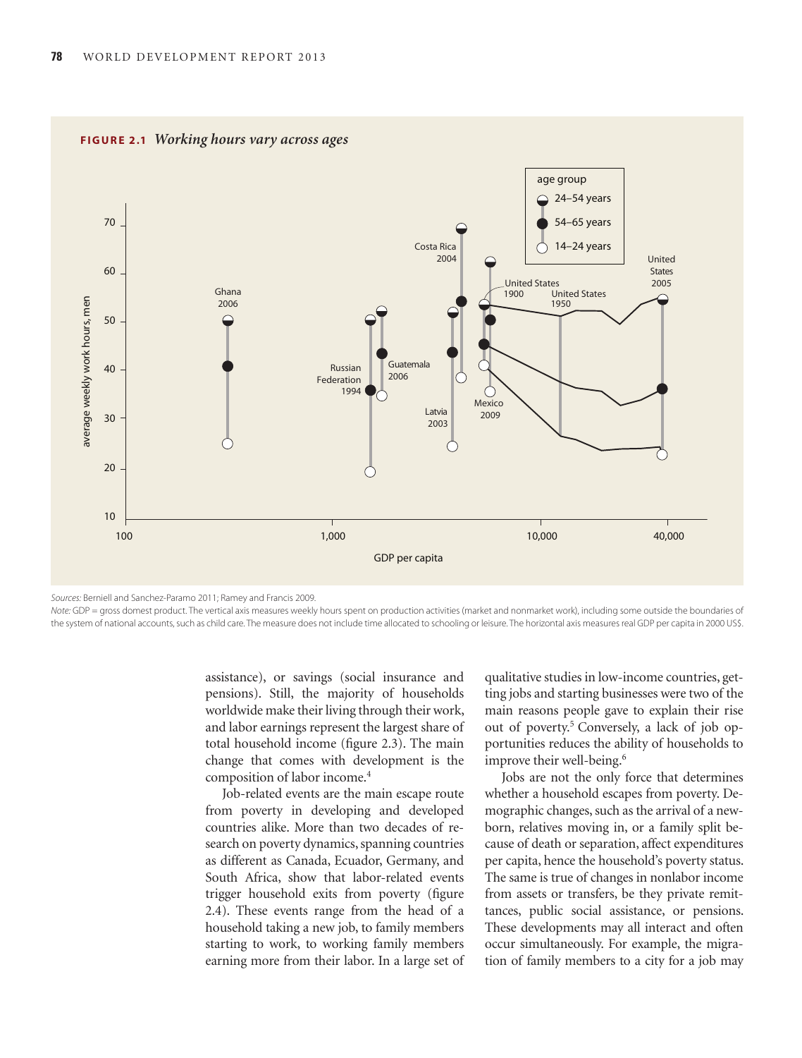**FIGURE 2.1** *Working hours vary across ages*

*Sources:* Berniell and Sanchez-Paramo 2011; Ramey and Francis 2009.

*Note:* GDP = gross domest product. The vertical axis measures weekly hours spent on production activities (market and nonmarket work), including some outside the boundaries of the system of national accounts, such as child care. The measure does not include time allocated to schooling or leisure. The horizontal axis measures real GDP per capita in 2000 US$.

assistance), or savings (social insurance and pensions). Still, the majority of households worldwide make their living through their work, and labor earnings represent the largest share of total household income (figure 2.3). The main change that comes with development is the composition of labor income.[4]

Job-related events are the main escape route from poverty in developing and developed countries alike. More than two decades of research on poverty dynamics, spanning countries as different as Canada, Ecuador, Germany, and South Africa, show that labor-related events trigger household exits from poverty (figure 2.4). These events range from the head of a household taking a new job, to family members starting to work, to working family members earning more from their labor. In a large set of qualitative studies in low-income countries, getting jobs and starting businesses were two of the main reasons people gave to explain their rise out of poverty.[5] Conversely, a lack of job opportunities reduces the ability of households to improve their well-being.[6]

Jobs are not the only force that determines whether a household escapes from poverty. Demographic changes, such as the arrival of a newborn, relatives moving in, or a family split because of death or separation, affect expenditures per capita, hence the household's poverty status. The same is true of changes in nonlabor income from assets or transfers, be they private remittances, public social assistance, or pensions. These developments may all interact and often occur simultaneously. For example, the migration of family members to a city for a job may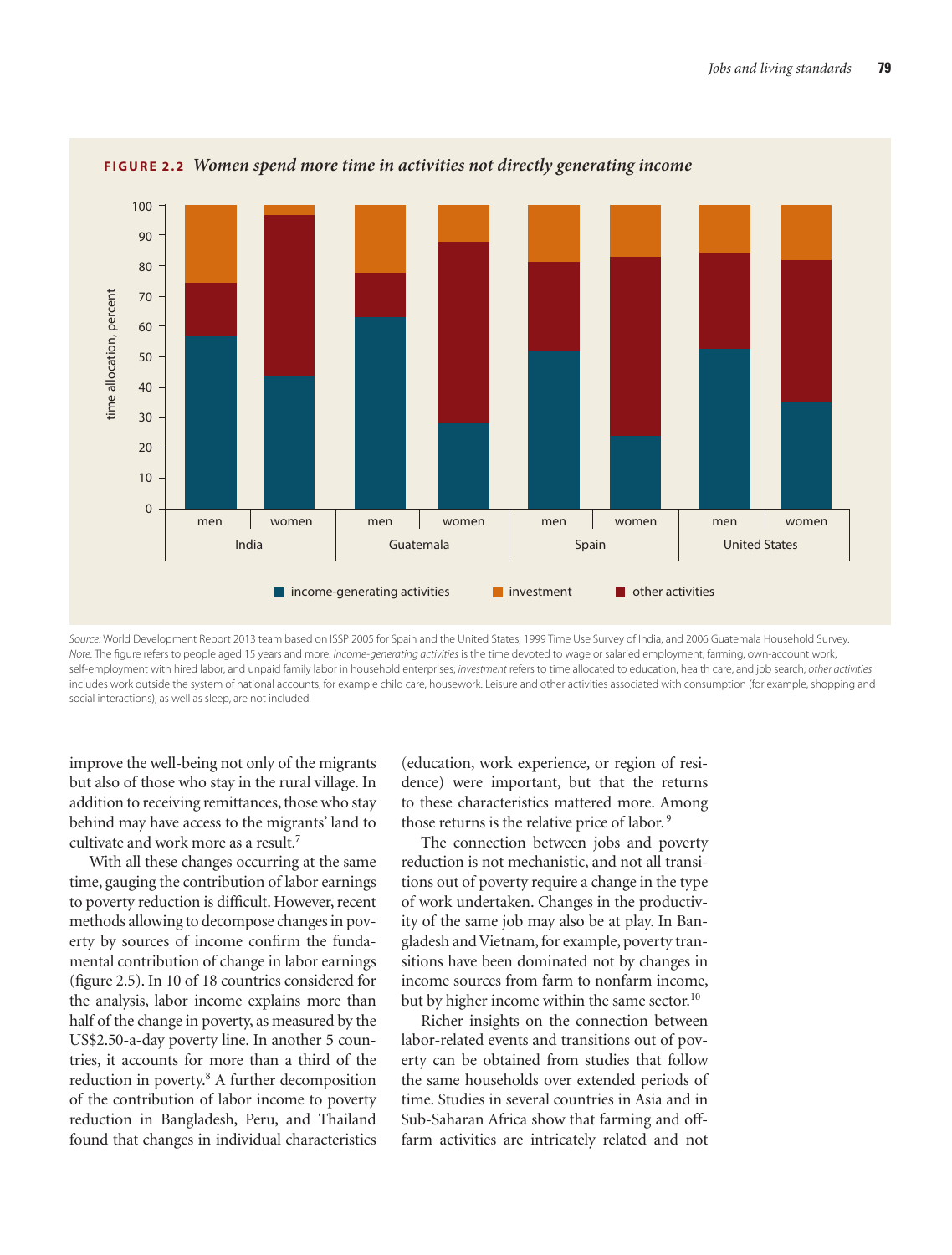**FIGURE 2.2** *Women spend more time in activities not directly generating income*

time allocation, percent

100
90
80
70
60
50
40
30
20
10
0

men
women
India
men
women
Guatemala
men
women
Spain
men
women
United States

income-generating activities
investment
other activities

*Source:* World Development Report 2013 team based on ISSP 2005 for Spain and the United States, 1999 Time Use Survey of India, and 2006 Guatemala Household Survey.
*Note:* The figure refers to people aged 15 years and more. *Income-generating activities* is the time devoted to wage or salaried employment; farming, own-account work, self-employment with hired labor, and unpaid family labor in household enterprises; *investment* refers to time allocated to education, health care, and job search; *other activities* includes work outside the system of national accounts, for example child care, housework. Leisure and other activities associated with consumption (for example, shopping and social interactions), as well as sleep, are not included.

improve the well-being not only of the migrants but also of those who stay in the rural village. In addition to receiving remittances, those who stay behind may have access to the migrants' land to cultivate and work more as a result.[7]

With all these changes occurring at the same time, gauging the contribution of labor earnings to poverty reduction is difficult. However, recent methods allowing to decompose changes in poverty by sources of income confirm the fundamental contribution of change in labor earnings (figure 2.5). In 10 of 18 countries considered for the analysis, labor income explains more than half of the change in poverty, as measured by the US$2.50-a-day poverty line. In another 5 countries, it accounts for more than a third of the reduction in poverty.[8] A further decomposition of the contribution of labor income to poverty reduction in Bangladesh, Peru, and Thailand found that changes in individual characteristics (education, work experience, or region of residence) were important, but that the returns to these characteristics mattered more. Among those returns is the relative price of labor.[9]

The connection between jobs and poverty reduction is not mechanistic, and not all transitions out of poverty require a change in the type of work undertaken. Changes in the productivity of the same job may also be at play. In Bangladesh and Vietnam, for example, poverty transitions have been dominated not by changes in income sources from farm to nonfarm income, but by higher income within the same sector.[10]

Richer insights on the connection between labor-related events and transitions out of poverty can be obtained from studies that follow the same households over extended periods of time. Studies in several countries in Asia and in Sub-Saharan Africa show that farming and off-farm activities are intricately related and not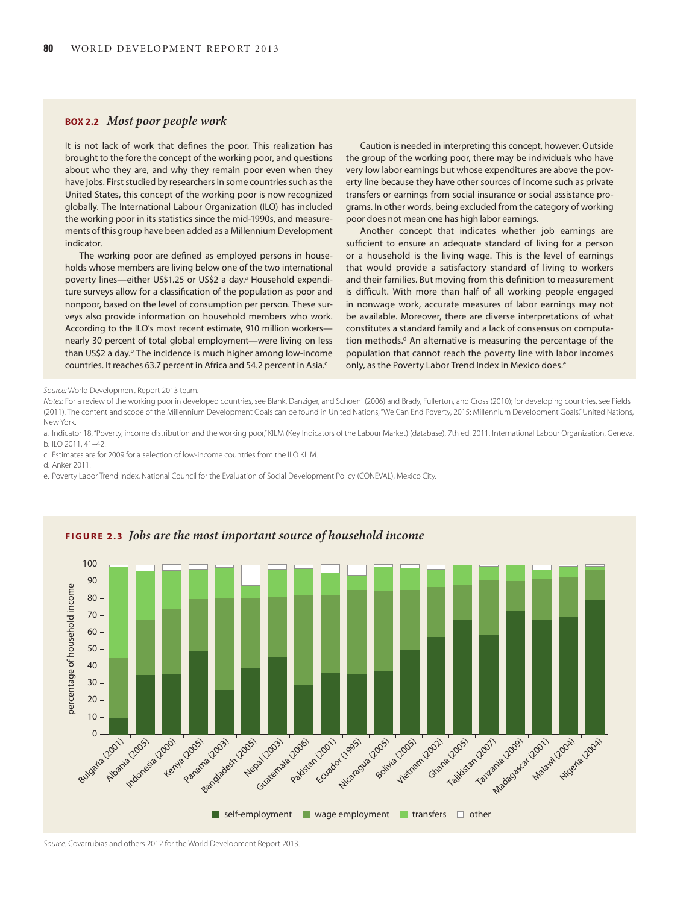## BOX 2.2 *Most poor people work*

It is not lack of work that defines the poor. This realization has brought to the fore the concept of the working poor, and questions about who they are, and why they remain poor even when they have jobs. First studied by researchers in some countries such as the United States, this concept of the working poor is now recognized globally. The International Labour Organization (ILO) has included the working poor in its statistics since the mid-1990s, and measurements of this group have been added as a Millennium Development indicator.

The working poor are defined as employed persons in households whose members are living below one of the two international poverty lines—either US$1.25 or US$2 a day.[a] Household expenditure surveys allow for a classification of the population as poor and nonpoor, based on the level of consumption per person. These surveys also provide information on household members who work. According to the ILO's most recent estimate, 910 million workers—nearly 30 percent of total global employment—were living on less than US$2 a day.[b] The incidence is much higher among low-income countries. It reaches 63.7 percent in Africa and 54.2 percent in Asia.[c]

Caution is needed in interpreting this concept, however. Outside the group of the working poor, there may be individuals who have very low labor earnings but whose expenditures are above the poverty line because they have other sources of income such as private transfers or earnings from social insurance or social assistance programs. In other words, being excluded from the category of working poor does not mean one has high labor earnings.

Another concept that indicates whether job earnings are sufficient to ensure an adequate standard of living for a person or a household is the living wage. This is the level of earnings that would provide a satisfactory standard of living to workers and their families. But moving from this definition to measurement is difficult. With more than half of all working people engaged in nonwage work, accurate measures of labor earnings may not be available. Moreover, there are diverse interpretations of what constitutes a standard family and a lack of consensus on computation methods.[d] An alternative is measuring the percentage of the population that cannot reach the poverty line with labor incomes only, as the Poverty Labor Trend Index in Mexico does.[e]

*Source:* World Development Report 2013 team.

*Notes:* For a review of the working poor in developed countries, see Blank, Danziger, and Schoeni (2006) and Brady, Fullerton, and Cross (2010); for developing countries, see Fields (2011). The content and scope of the Millennium Development Goals can be found in United Nations, "We Can End Poverty, 2015: Millennium Development Goals," United Nations, New York.

a. Indicator 18, "Poverty, income distribution and the working poor," KILM (Key Indicators of the Labour Market) (database), 7th ed. 2011, International Labour Organization, Geneva.
b. ILO 2011, 41–42.
c. Estimates are for 2009 for a selection of low-income countries from the ILO KILM.
d. Anker 2011.
e. Poverty Labor Trend Index, National Council for the Evaluation of Social Development Policy (CONEVAL), Mexico City.

## FIGURE 2.3 *Jobs are the most important source of household income*

[Stacked bar chart: percentage of household income (0–100) by source — self-employment, wage employment, transfers, other — for Bulgaria (2001), Albania (2005), Indonesia (2000), Kenya (2005), Panama (2003), Bangladesh (2005), Nepal (2003), Guatemala (2006), Pakistan (2001), Ecuador (1995), Nicaragua (2005), Bolivia (2005), Vietnam (2002), Ghana (2005), Tajikistan (2007), Tanzania (2009), Madagascar (2001), Malawi (2004), Nigeria (2004).]

*Source:* Covarrubias and others 2012 for the World Development Report 2013.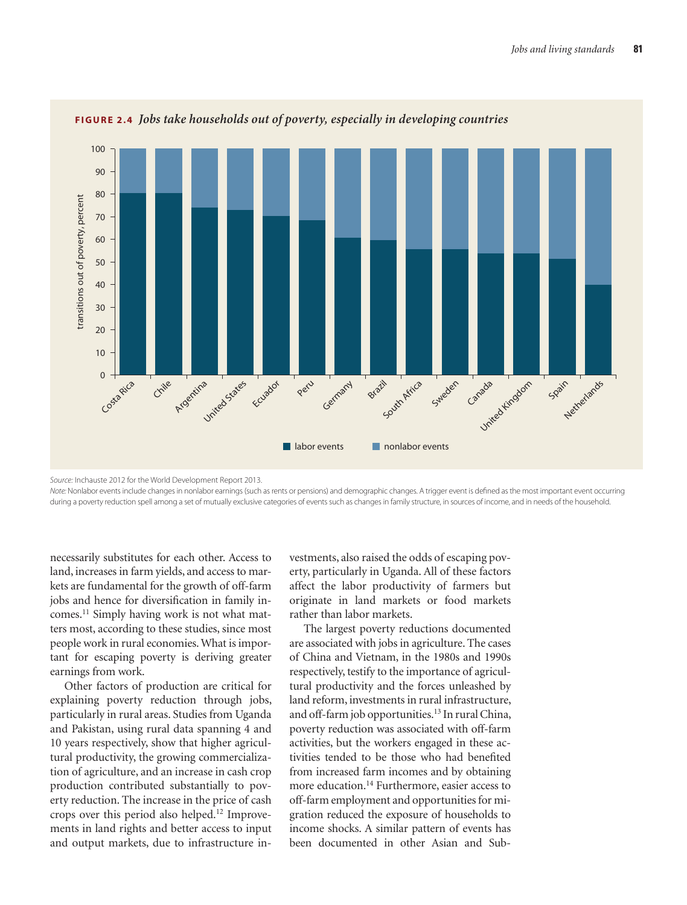**FIGURE 2.4** *Jobs take households out of poverty, especially in developing countries*

*Source:* Inchauste 2012 for the World Development Report 2013.

*Note:* Nonlabor events include changes in nonlabor earnings (such as rents or pensions) and demographic changes. A trigger event is defined as the most important event occurring during a poverty reduction spell among a set of mutually exclusive categories of events such as changes in family structure, in sources of income, and in needs of the household.

necessarily substitutes for each other. Access to land, increases in farm yields, and access to markets are fundamental for the growth of off-farm jobs and hence for diversification in family incomes.[11] Simply having work is not what matters most, according to these studies, since most people work in rural economies. What is important for escaping poverty is deriving greater earnings from work.

Other factors of production are critical for explaining poverty reduction through jobs, particularly in rural areas. Studies from Uganda and Pakistan, using rural data spanning 4 and 10 years respectively, show that higher agricultural productivity, the growing commercialization of agriculture, and an increase in cash crop production contributed substantially to poverty reduction. The increase in the price of cash crops over this period also helped.[12] Improvements in land rights and better access to input and output markets, due to infrastructure investments, also raised the odds of escaping poverty, particularly in Uganda. All of these factors affect the labor productivity of farmers but originate in land markets or food markets rather than labor markets.

The largest poverty reductions documented are associated with jobs in agriculture. The cases of China and Vietnam, in the 1980s and 1990s respectively, testify to the importance of agricultural productivity and the forces unleashed by land reform, investments in rural infrastructure, and off-farm job opportunities.[13] In rural China, poverty reduction was associated with off-farm activities, but the workers engaged in these activities tended to be those who had benefited from increased farm incomes and by obtaining more education.[14] Furthermore, easier access to off-farm employment and opportunities for migration reduced the exposure of households to income shocks. A similar pattern of events has been documented in other Asian and Sub-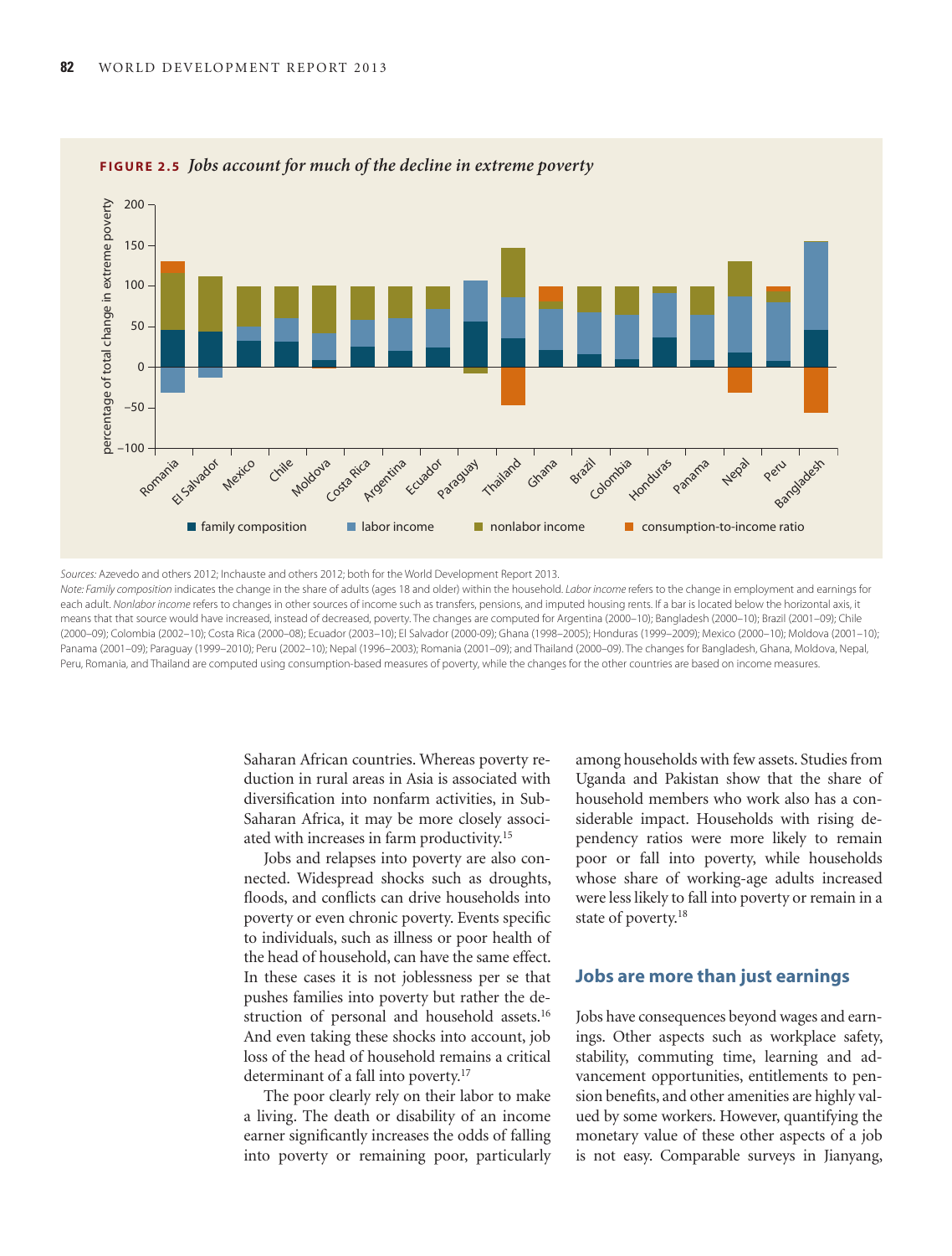**FIGURE 2.5** *Jobs account for much of the decline in extreme poverty*

percentage of total change in extreme poverty

200
150
100
50
0
−50
−100

Romania, El Salvador, Mexico, Chile, Moldova, Costa Rica, Argentina, Ecuador, Paraguay, Thailand, Ghana, Brazil, Colombia, Honduras, Panama, Nepal, Peru, Bangladesh

family composition | labor income | nonlabor income | consumption-to-income ratio

*Sources:* Azevedo and others 2012; Inchauste and others 2012; both for the World Development Report 2013.

*Note: Family composition* indicates the change in the share of adults (ages 18 and older) within the household. *Labor income* refers to the change in employment and earnings for each adult. *Nonlabor income* refers to changes in other sources of income such as transfers, pensions, and imputed housing rents. If a bar is located below the horizontal axis, it means that that source would have increased, instead of decreased, poverty. The changes are computed for Argentina (2000–10); Bangladesh (2000–10); Brazil (2001–09); Chile (2000–09); Colombia (2002–10); Costa Rica (2000–08); Ecuador (2003–10); El Salvador (2000-09); Ghana (1998–2005); Honduras (1999–2009); Mexico (2000–10); Moldova (2001–10); Panama (2001–09); Paraguay (1999–2010); Peru (2002–10); Nepal (1996–2003); Romania (2001–09); and Thailand (2000–09). The changes for Bangladesh, Ghana, Moldova, Nepal, Peru, Romania, and Thailand are computed using consumption-based measures of poverty, while the changes for the other countries are based on income measures.

Saharan African countries. Whereas poverty reduction in rural areas in Asia is associated with diversification into nonfarm activities, in Sub-Saharan Africa, it may be more closely associated with increases in farm productivity.[15]

Jobs and relapses into poverty are also connected. Widespread shocks such as droughts, floods, and conflicts can drive households into poverty or even chronic poverty. Events specific to individuals, such as illness or poor health of the head of household, can have the same effect. In these cases it is not joblessness per se that pushes families into poverty but rather the destruction of personal and household assets.[16] And even taking these shocks into account, job loss of the head of household remains a critical determinant of a fall into poverty.[17]

The poor clearly rely on their labor to make a living. The death or disability of an income earner significantly increases the odds of falling into poverty or remaining poor, particularly among households with few assets. Studies from Uganda and Pakistan show that the share of household members who work also has a considerable impact. Households with rising dependency ratios were more likely to remain poor or fall into poverty, while households whose share of working-age adults increased were less likely to fall into poverty or remain in a state of poverty.[18]

## Jobs are more than just earnings

Jobs have consequences beyond wages and earnings. Other aspects such as workplace safety, stability, commuting time, learning and advancement opportunities, entitlements to pension benefits, and other amenities are highly valued by some workers. However, quantifying the monetary value of these other aspects of a job is not easy. Comparable surveys in Jianyang,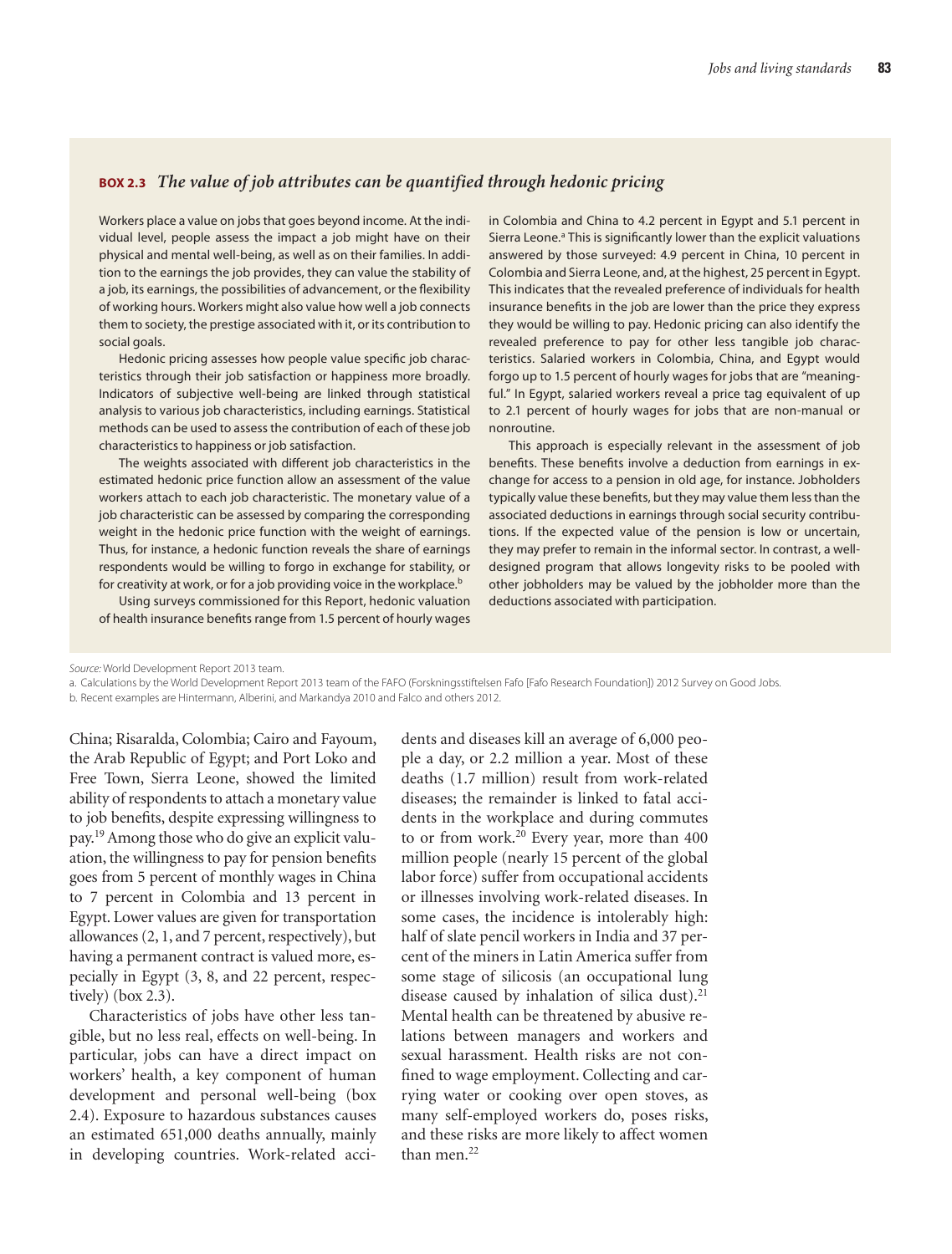## BOX 2.3 *The value of job attributes can be quantified through hedonic pricing*

Workers place a value on jobs that goes beyond income. At the individual level, people assess the impact a job might have on their physical and mental well-being, as well as on their families. In addition to the earnings the job provides, they can value the stability of a job, its earnings, the possibilities of advancement, or the flexibility of working hours. Workers might also value how well a job connects them to society, the prestige associated with it, or its contribution to social goals.

Hedonic pricing assesses how people value specific job characteristics through their job satisfaction or happiness more broadly. Indicators of subjective well-being are linked through statistical analysis to various job characteristics, including earnings. Statistical methods can be used to assess the contribution of each of these job characteristics to happiness or job satisfaction.

The weights associated with different job characteristics in the estimated hedonic price function allow an assessment of the value workers attach to each job characteristic. The monetary value of a job characteristic can be assessed by comparing the corresponding weight in the hedonic price function with the weight of earnings. Thus, for instance, a hedonic function reveals the share of earnings respondents would be willing to forgo in exchange for stability, or for creativity at work, or for a job providing voice in the workplace.[b]

Using surveys commissioned for this Report, hedonic valuation of health insurance benefits range from 1.5 percent of hourly wages in Colombia and China to 4.2 percent in Egypt and 5.1 percent in Sierra Leone.[a] This is significantly lower than the explicit valuations answered by those surveyed: 4.9 percent in China, 10 percent in Colombia and Sierra Leone, and, at the highest, 25 percent in Egypt. This indicates that the revealed preference of individuals for health insurance benefits in the job are lower than the price they express they would be willing to pay. Hedonic pricing can also identify the revealed preference to pay for other less tangible job characteristics. Salaried workers in Colombia, China, and Egypt would forgo up to 1.5 percent of hourly wages for jobs that are "meaningful." In Egypt, salaried workers reveal a price tag equivalent of up to 2.1 percent of hourly wages for jobs that are non-manual or nonroutine.

This approach is especially relevant in the assessment of job benefits. These benefits involve a deduction from earnings in exchange for access to a pension in old age, for instance. Jobholders typically value these benefits, but they may value them less than the associated deductions in earnings through social security contributions. If the expected value of the pension is low or uncertain, they may prefer to remain in the informal sector. In contrast, a well-designed program that allows longevity risks to be pooled with other jobholders may be valued by the jobholder more than the deductions associated with participation.

*Source:* World Development Report 2013 team.

a. Calculations by the World Development Report 2013 team of the FAFO (Forskningsstiftelsen Fafo [Fafo Research Foundation]) 2012 Survey on Good Jobs.

b. Recent examples are Hintermann, Alberini, and Markandya 2010 and Falco and others 2012.

China; Risaralda, Colombia; Cairo and Fayoum, the Arab Republic of Egypt; and Port Loko and Free Town, Sierra Leone, showed the limited ability of respondents to attach a monetary value to job benefits, despite expressing willingness to pay.[19] Among those who do give an explicit valuation, the willingness to pay for pension benefits goes from 5 percent of monthly wages in China to 7 percent in Colombia and 13 percent in Egypt. Lower values are given for transportation allowances (2, 1, and 7 percent, respectively), but having a permanent contract is valued more, especially in Egypt (3, 8, and 22 percent, respectively) (box 2.3).

Characteristics of jobs have other less tangible, but no less real, effects on well-being. In particular, jobs can have a direct impact on workers' health, a key component of human development and personal well-being (box 2.4). Exposure to hazardous substances causes an estimated 651,000 deaths annually, mainly in developing countries. Work-related accidents and diseases kill an average of 6,000 people a day, or 2.2 million a year. Most of these deaths (1.7 million) result from work-related diseases; the remainder is linked to fatal accidents in the workplace and during commutes to or from work.[20] Every year, more than 400 million people (nearly 15 percent of the global labor force) suffer from occupational accidents or illnesses involving work-related diseases. In some cases, the incidence is intolerably high: half of slate pencil workers in India and 37 percent of the miners in Latin America suffer from some stage of silicosis (an occupational lung disease caused by inhalation of silica dust).[21] Mental health can be threatened by abusive relations between managers and workers and sexual harassment. Health risks are not confined to wage employment. Collecting and carrying water or cooking over open stoves, as many self-employed workers do, poses risks, and these risks are more likely to affect women than men.[22]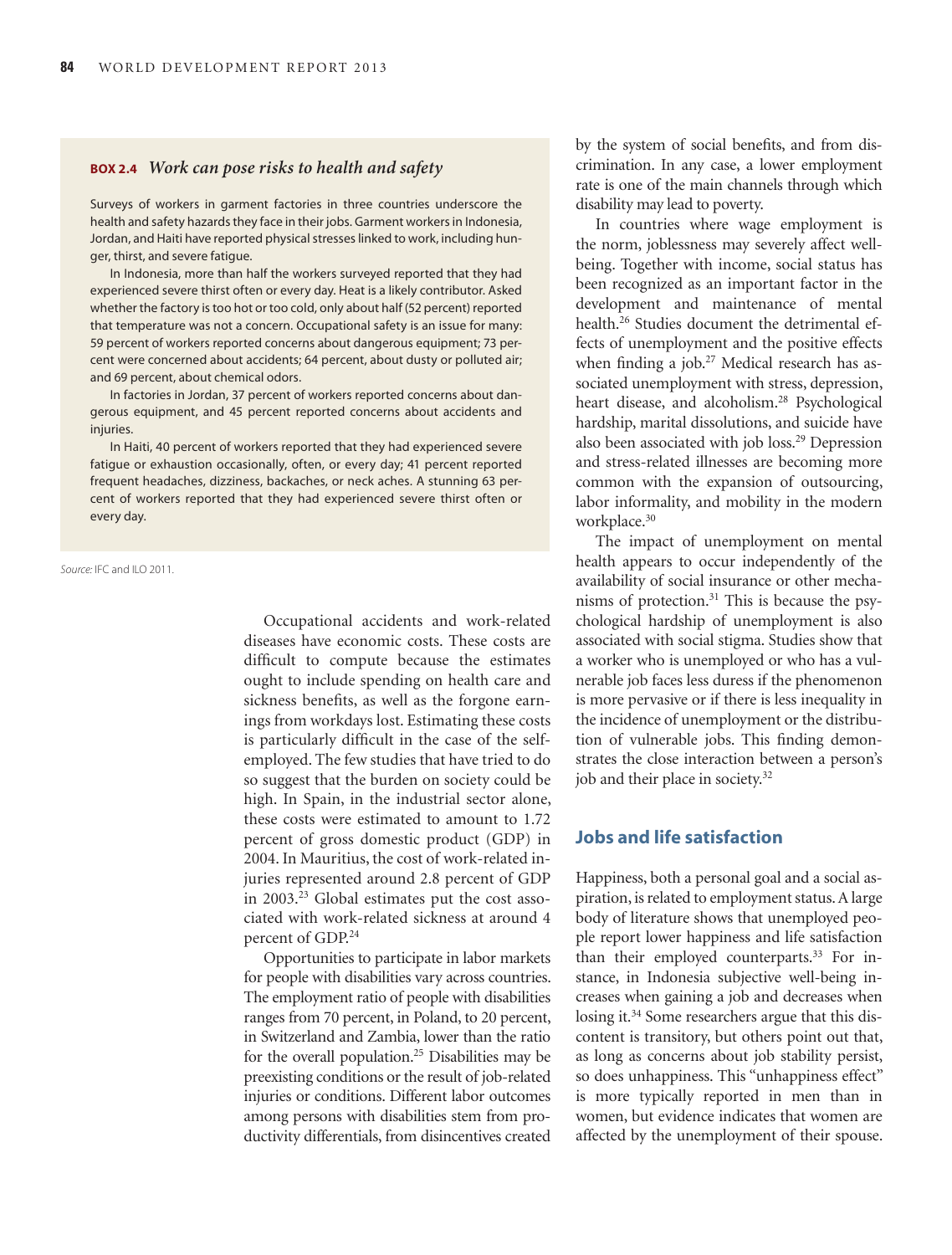**BOX 2.4** ***Work can pose risks to health and safety***

Surveys of workers in garment factories in three countries underscore the health and safety hazards they face in their jobs. Garment workers in Indonesia, Jordan, and Haiti have reported physical stresses linked to work, including hunger, thirst, and severe fatigue.

In Indonesia, more than half the workers surveyed reported that they had experienced severe thirst often or every day. Heat is a likely contributor. Asked whether the factory is too hot or too cold, only about half (52 percent) reported that temperature was not a concern. Occupational safety is an issue for many: 59 percent of workers reported concerns about dangerous equipment; 73 percent were concerned about accidents; 64 percent, about dusty or polluted air; and 69 percent, about chemical odors.

In factories in Jordan, 37 percent of workers reported concerns about dangerous equipment, and 45 percent reported concerns about accidents and injuries.

In Haiti, 40 percent of workers reported that they had experienced severe fatigue or exhaustion occasionally, often, or every day; 41 percent reported frequent headaches, dizziness, backaches, or neck aches. A stunning 63 percent of workers reported that they had experienced severe thirst often or every day.

*Source:* IFC and ILO 2011.

Occupational accidents and work-related diseases have economic costs. These costs are difficult to compute because the estimates ought to include spending on health care and sickness benefits, as well as the forgone earnings from workdays lost. Estimating these costs is particularly difficult in the case of the self-employed. The few studies that have tried to do so suggest that the burden on society could be high. In Spain, in the industrial sector alone, these costs were estimated to amount to 1.72 percent of gross domestic product (GDP) in 2004. In Mauritius, the cost of work-related injuries represented around 2.8 percent of GDP in 2003.[23] Global estimates put the cost associated with work-related sickness at around 4 percent of GDP.[24]

Opportunities to participate in labor markets for people with disabilities vary across countries. The employment ratio of people with disabilities ranges from 70 percent, in Poland, to 20 percent, in Switzerland and Zambia, lower than the ratio for the overall population.[25] Disabilities may be preexisting conditions or the result of job-related injuries or conditions. Different labor outcomes among persons with disabilities stem from productivity differentials, from disincentives created by the system of social benefits, and from discrimination. In any case, a lower employment rate is one of the main channels through which disability may lead to poverty.

In countries where wage employment is the norm, joblessness may severely affect well-being. Together with income, social status has been recognized as an important factor in the development and maintenance of mental health.[26] Studies document the detrimental effects of unemployment and the positive effects when finding a job.[27] Medical research has associated unemployment with stress, depression, heart disease, and alcoholism.[28] Psychological hardship, marital dissolutions, and suicide have also been associated with job loss.[29] Depression and stress-related illnesses are becoming more common with the expansion of outsourcing, labor informality, and mobility in the modern workplace.[30]

The impact of unemployment on mental health appears to occur independently of the availability of social insurance or other mechanisms of protection.[31] This is because the psychological hardship of unemployment is also associated with social stigma. Studies show that a worker who is unemployed or who has a vulnerable job faces less duress if the phenomenon is more pervasive or if there is less inequality in the incidence of unemployment or the distribution of vulnerable jobs. This finding demonstrates the close interaction between a person's job and their place in society.[32]

## Jobs and life satisfaction

Happiness, both a personal goal and a social aspiration, is related to employment status. A large body of literature shows that unemployed people report lower happiness and life satisfaction than their employed counterparts.[33] For instance, in Indonesia subjective well-being increases when gaining a job and decreases when losing it.[34] Some researchers argue that this discontent is transitory, but others point out that, as long as concerns about job stability persist, so does unhappiness. This "unhappiness effect" is more typically reported in men than in women, but evidence indicates that women are affected by the unemployment of their spouse.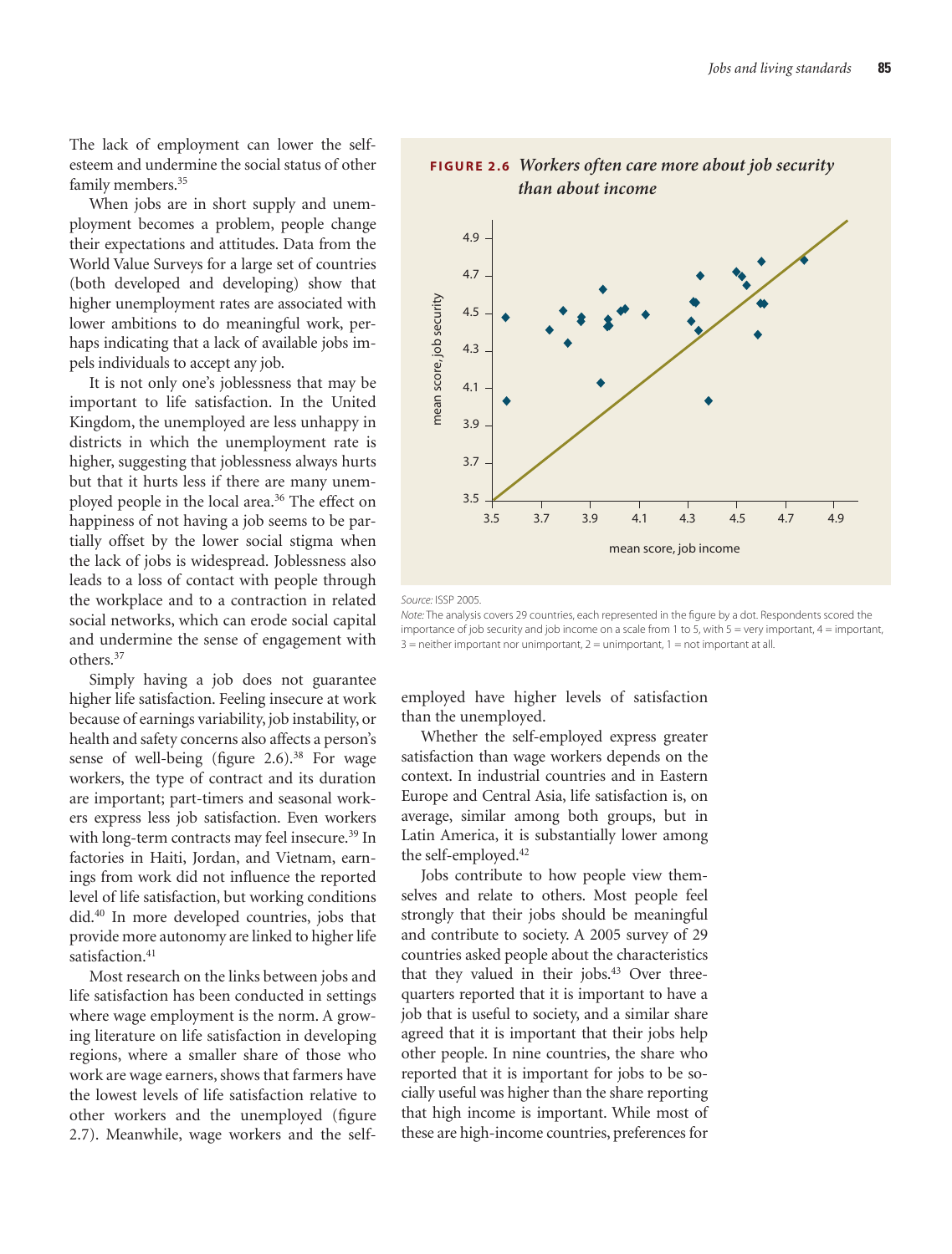The lack of employment can lower the self-esteem and undermine the social status of other family members.[35]

When jobs are in short supply and unemployment becomes a problem, people change their expectations and attitudes. Data from the World Value Surveys for a large set of countries (both developed and developing) show that higher unemployment rates are associated with lower ambitions to do meaningful work, perhaps indicating that a lack of available jobs impels individuals to accept any job.

It is not only one's joblessness that may be important to life satisfaction. In the United Kingdom, the unemployed are less unhappy in districts in which the unemployment rate is higher, suggesting that joblessness always hurts but that it hurts less if there are many unemployed people in the local area.[36] The effect on happiness of not having a job seems to be partially offset by the lower social stigma when the lack of jobs is widespread. Joblessness also leads to a loss of contact with people through the workplace and to a contraction in related social networks, which can erode social capital and undermine the sense of engagement with others.[37]

Simply having a job does not guarantee higher life satisfaction. Feeling insecure at work because of earnings variability, job instability, or health and safety concerns also affects a person's sense of well-being (figure 2.6).[38] For wage workers, the type of contract and its duration are important; part-timers and seasonal workers express less job satisfaction. Even workers with long-term contracts may feel insecure.[39] In factories in Haiti, Jordan, and Vietnam, earnings from work did not influence the reported level of life satisfaction, but working conditions did.[40] In more developed countries, jobs that provide more autonomy are linked to higher life satisfaction.[41]

Most research on the links between jobs and life satisfaction has been conducted in settings where wage employment is the norm. A growing literature on life satisfaction in developing regions, where a smaller share of those who work are wage earners, shows that farmers have the lowest levels of life satisfaction relative to other workers and the unemployed (figure 2.7). Meanwhile, wage workers and the self-employed have higher levels of satisfaction than the unemployed.

Whether the self-employed express greater satisfaction than wage workers depends on the context. In industrial countries and in Eastern Europe and Central Asia, life satisfaction is, on average, similar among both groups, but in Latin America, it is substantially lower among the self-employed.[42]

Jobs contribute to how people view themselves and relate to others. Most people feel strongly that their jobs should be meaningful and contribute to society. A 2005 survey of 29 countries asked people about the characteristics that they valued in their jobs.[43] Over three-quarters reported that it is important to have a job that is useful to society, and a similar share agreed that it is important that their jobs help other people. In nine countries, the share who reported that it is important for jobs to be socially useful was higher than the share reporting that high income is important. While most of these are high-income countries, preferences for

**FIGURE 2.6** *Workers often care more about job security than about income*

*Source:* ISSP 2005.

*Note:* The analysis covers 29 countries, each represented in the figure by a dot. Respondents scored the importance of job security and job income on a scale from 1 to 5, with 5 = very important, 4 = important, 3 = neither important nor unimportant, 2 = unimportant, 1 = not important at all.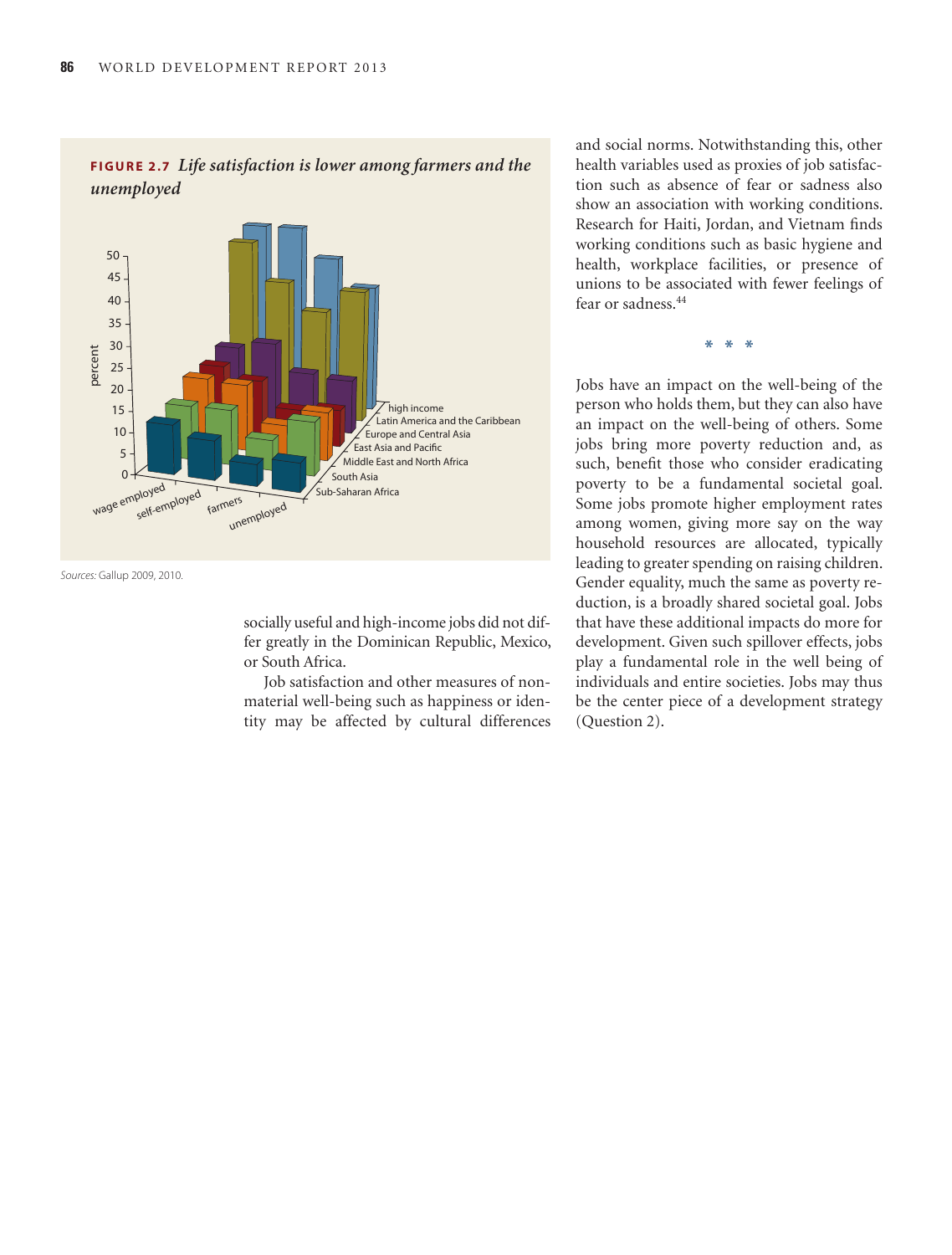**FIGURE 2.7** *Life satisfaction is lower among farmers and the unemployed*

*Sources:* Gallup 2009, 2010.

socially useful and high-income jobs did not differ greatly in the Dominican Republic, Mexico, or South Africa.

Job satisfaction and other measures of nonmaterial well-being such as happiness or identity may be affected by cultural differences and social norms. Notwithstanding this, other health variables used as proxies of job satisfaction such as absence of fear or sadness also show an association with working conditions. Research for Haiti, Jordan, and Vietnam finds working conditions such as basic hygiene and health, workplace facilities, or presence of unions to be associated with fewer feelings of fear or sadness.[44]

\* \* \*

Jobs have an impact on the well-being of the person who holds them, but they can also have an impact on the well-being of others. Some jobs bring more poverty reduction and, as such, benefit those who consider eradicating poverty to be a fundamental societal goal. Some jobs promote higher employment rates among women, giving more say on the way household resources are allocated, typically leading to greater spending on raising children. Gender equality, much the same as poverty reduction, is a broadly shared societal goal. Jobs that have these additional impacts do more for development. Given such spillover effects, jobs play a fundamental role in the well being of individuals and entire societies. Jobs may thus be the center piece of a development strategy (Question 2).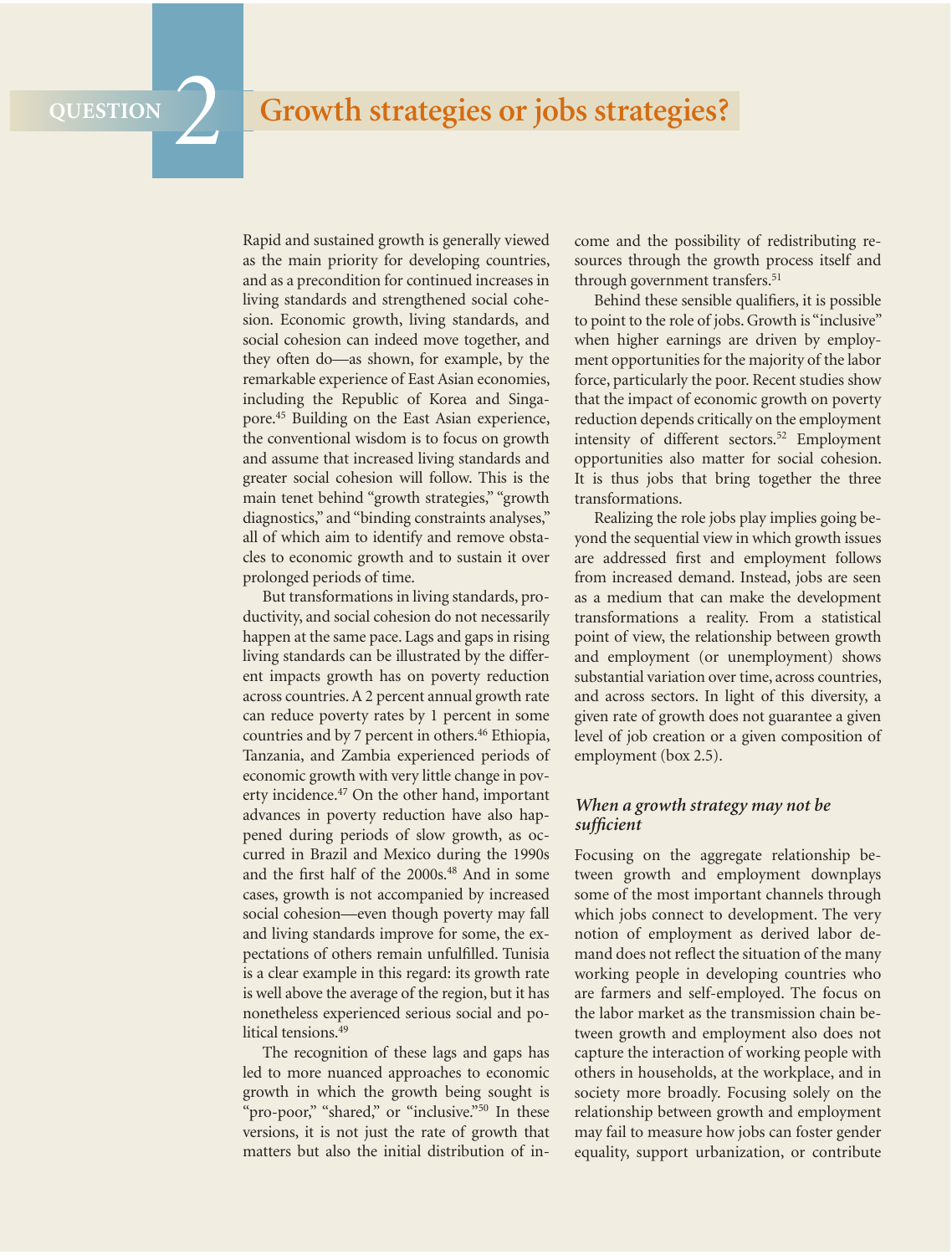# QUESTION 2 Growth strategies or jobs strategies?

Rapid and sustained growth is generally viewed as the main priority for developing countries, and as a precondition for continued increases in living standards and strengthened social cohesion. Economic growth, living standards, and social cohesion can indeed move together, and they often do—as shown, for example, by the remarkable experience of East Asian economies, including the Republic of Korea and Singapore.[45] Building on the East Asian experience, the conventional wisdom is to focus on growth and assume that increased living standards and greater social cohesion will follow. This is the main tenet behind "growth strategies," "growth diagnostics," and "binding constraints analyses," all of which aim to identify and remove obstacles to economic growth and to sustain it over prolonged periods of time.

But transformations in living standards, productivity, and social cohesion do not necessarily happen at the same pace. Lags and gaps in rising living standards can be illustrated by the different impacts growth has on poverty reduction across countries. A 2 percent annual growth rate can reduce poverty rates by 1 percent in some countries and by 7 percent in others.[46] Ethiopia, Tanzania, and Zambia experienced periods of economic growth with very little change in poverty incidence.[47] On the other hand, important advances in poverty reduction have also happened during periods of slow growth, as occurred in Brazil and Mexico during the 1990s and the first half of the 2000s.[48] And in some cases, growth is not accompanied by increased social cohesion—even though poverty may fall and living standards improve for some, the expectations of others remain unfulfilled. Tunisia is a clear example in this regard: its growth rate is well above the average of the region, but it has nonetheless experienced serious social and political tensions.[49]

The recognition of these lags and gaps has led to more nuanced approaches to economic growth in which the growth being sought is "pro-poor," "shared," or "inclusive."[50] In these versions, it is not just the rate of growth that matters but also the initial distribution of income and the possibility of redistributing resources through the growth process itself and through government transfers.[51]

Behind these sensible qualifiers, it is possible to point to the role of jobs. Growth is "inclusive" when higher earnings are driven by employment opportunities for the majority of the labor force, particularly the poor. Recent studies show that the impact of economic growth on poverty reduction depends critically on the employment intensity of different sectors.[52] Employment opportunities also matter for social cohesion. It is thus jobs that bring together the three transformations.

Realizing the role jobs play implies going beyond the sequential view in which growth issues are addressed first and employment follows from increased demand. Instead, jobs are seen as a medium that can make the development transformations a reality. From a statistical point of view, the relationship between growth and employment (or unemployment) shows substantial variation over time, across countries, and across sectors. In light of this diversity, a given rate of growth does not guarantee a given level of job creation or a given composition of employment (box 2.5).

## *When a growth strategy may not be sufficient*

Focusing on the aggregate relationship between growth and employment downplays some of the most important channels through which jobs connect to development. The very notion of employment as derived labor demand does not reflect the situation of the many working people in developing countries who are farmers and self-employed. The focus on the labor market as the transmission chain between growth and employment also does not capture the interaction of working people with others in households, at the workplace, and in society more broadly. Focusing solely on the relationship between growth and employment may fail to measure how jobs can foster gender equality, support urbanization, or contribute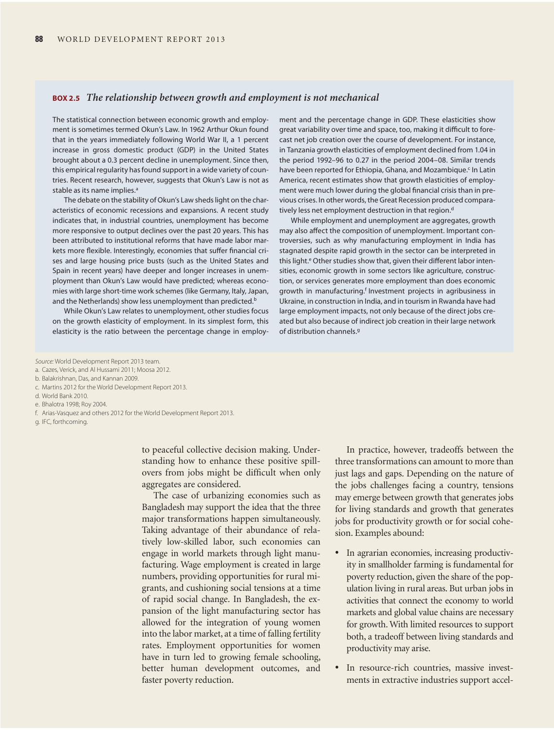**BOX 2.5** *The relationship between growth and employment is not mechanical*

The statistical connection between economic growth and employment is sometimes termed Okun's Law. In 1962 Arthur Okun found that in the years immediately following World War II, a 1 percent increase in gross domestic product (GDP) in the United States brought about a 0.3 percent decline in unemployment. Since then, this empirical regularity has found support in a wide variety of countries. Recent research, however, suggests that Okun's Law is not as stable as its name implies.[a]

The debate on the stability of Okun's Law sheds light on the characteristics of economic recessions and expansions. A recent study indicates that, in industrial countries, unemployment has become more responsive to output declines over the past 20 years. This has been attributed to institutional reforms that have made labor markets more flexible. Interestingly, economies that suffer financial crises and large housing price busts (such as the United States and Spain in recent years) have deeper and longer increases in unemployment than Okun's Law would have predicted; whereas economies with large short-time work schemes (like Germany, Italy, Japan, and the Netherlands) show less unemployment than predicted.[b]

While Okun's Law relates to unemployment, other studies focus on the growth elasticity of employment. In its simplest form, this elasticity is the ratio between the percentage change in employment and the percentage change in GDP. These elasticities show great variability over time and space, too, making it difficult to forecast net job creation over the course of development. For instance, in Tanzania growth elasticities of employment declined from 1.04 in the period 1992–96 to 0.27 in the period 2004–08. Similar trends have been reported for Ethiopia, Ghana, and Mozambique.[c] In Latin America, recent estimates show that growth elasticities of employment were much lower during the global financial crisis than in previous crises. In other words, the Great Recession produced comparatively less net employment destruction in that region.[d]

While employment and unemployment are aggregates, growth may also affect the composition of unemployment. Important controversies, such as why manufacturing employment in India has stagnated despite rapid growth in the sector can be interpreted in this light.[e] Other studies show that, given their different labor intensities, economic growth in some sectors like agriculture, construction, or services generates more employment than does economic growth in manufacturing.[f] Investment projects in agribusiness in Ukraine, in construction in India, and in tourism in Rwanda have had large employment impacts, not only because of the direct jobs created but also because of indirect job creation in their large network of distribution channels.[g]

*Source:* World Development Report 2013 team.

a. Cazes, Verick, and Al Hussami 2011; Moosa 2012.
b. Balakrishnan, Das, and Kannan 2009.
c. Martins 2012 for the World Development Report 2013.
d. World Bank 2010.
e. Bhalotra 1998; Roy 2004.
f. Arias-Vasquez and others 2012 for the World Development Report 2013.
g. IFC, forthcoming.

to peaceful collective decision making. Understanding how to enhance these positive spillovers from jobs might be difficult when only aggregates are considered.

The case of urbanizing economies such as Bangladesh may support the idea that the three major transformations happen simultaneously. Taking advantage of their abundance of relatively low-skilled labor, such economies can engage in world markets through light manufacturing. Wage employment is created in large numbers, providing opportunities for rural migrants, and cushioning social tensions at a time of rapid social change. In Bangladesh, the expansion of the light manufacturing sector has allowed for the integration of young women into the labor market, at a time of falling fertility rates. Employment opportunities for women have in turn led to growing female schooling, better human development outcomes, and faster poverty reduction.

In practice, however, tradeoffs between the three transformations can amount to more than just lags and gaps. Depending on the nature of the jobs challenges facing a country, tensions may emerge between growth that generates jobs for living standards and growth that generates jobs for productivity growth or for social cohesion. Examples abound:

- In agrarian economies, increasing productivity in smallholder farming is fundamental for poverty reduction, given the share of the population living in rural areas. But urban jobs in activities that connect the economy to world markets and global value chains are necessary for growth. With limited resources to support both, a tradeoff between living standards and productivity may arise.
- In resource-rich countries, massive investments in extractive industries support accel-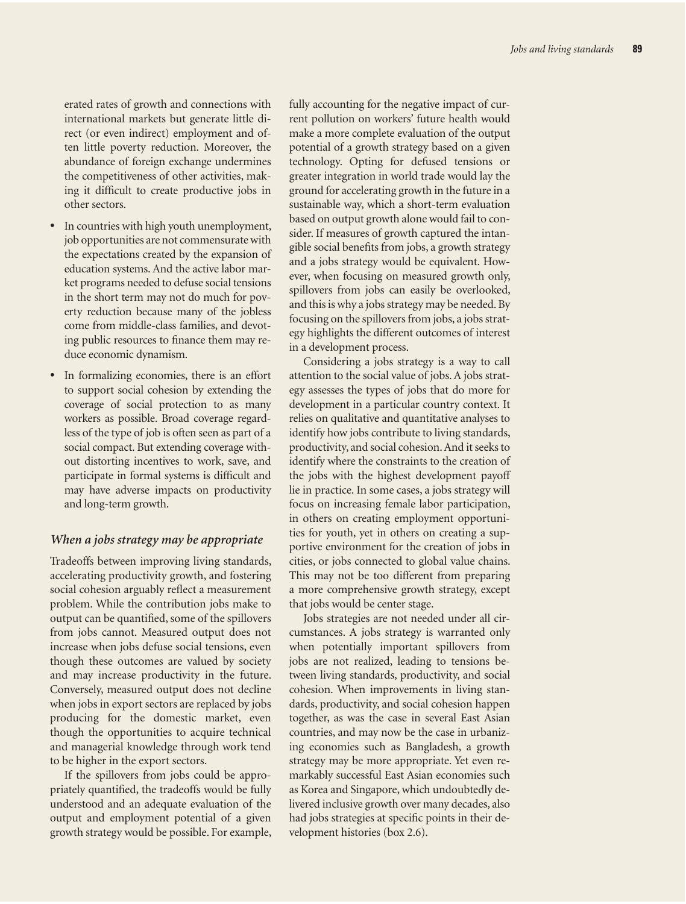erated rates of growth and connections with international markets but generate little direct (or even indirect) employment and often little poverty reduction. Moreover, the abundance of foreign exchange undermines the competitiveness of other activities, making it difficult to create productive jobs in other sectors.

- In countries with high youth unemployment, job opportunities are not commensurate with the expectations created by the expansion of education systems. And the active labor market programs needed to defuse social tensions in the short term may not do much for poverty reduction because many of the jobless come from middle-class families, and devoting public resources to finance them may reduce economic dynamism.
- In formalizing economies, there is an effort to support social cohesion by extending the coverage of social protection to as many workers as possible. Broad coverage regardless of the type of job is often seen as part of a social compact. But extending coverage without distorting incentives to work, save, and participate in formal systems is difficult and may have adverse impacts on productivity and long-term growth.

### *When a jobs strategy may be appropriate*

Tradeoffs between improving living standards, accelerating productivity growth, and fostering social cohesion arguably reflect a measurement problem. While the contribution jobs make to output can be quantified, some of the spillovers from jobs cannot. Measured output does not increase when jobs defuse social tensions, even though these outcomes are valued by society and may increase productivity in the future. Conversely, measured output does not decline when jobs in export sectors are replaced by jobs producing for the domestic market, even though the opportunities to acquire technical and managerial knowledge through work tend to be higher in the export sectors.

If the spillovers from jobs could be appropriately quantified, the tradeoffs would be fully understood and an adequate evaluation of the output and employment potential of a given growth strategy would be possible. For example, fully accounting for the negative impact of current pollution on workers' future health would make a more complete evaluation of the output potential of a growth strategy based on a given technology. Opting for defused tensions or greater integration in world trade would lay the ground for accelerating growth in the future in a sustainable way, which a short-term evaluation based on output growth alone would fail to consider. If measures of growth captured the intangible social benefits from jobs, a growth strategy and a jobs strategy would be equivalent. However, when focusing on measured growth only, spillovers from jobs can easily be overlooked, and this is why a jobs strategy may be needed. By focusing on the spillovers from jobs, a jobs strategy highlights the different outcomes of interest in a development process.

Considering a jobs strategy is a way to call attention to the social value of jobs. A jobs strategy assesses the types of jobs that do more for development in a particular country context. It relies on qualitative and quantitative analyses to identify how jobs contribute to living standards, productivity, and social cohesion. And it seeks to identify where the constraints to the creation of the jobs with the highest development payoff lie in practice. In some cases, a jobs strategy will focus on increasing female labor participation, in others on creating employment opportunities for youth, yet in others on creating a supportive environment for the creation of jobs in cities, or jobs connected to global value chains. This may not be too different from preparing a more comprehensive growth strategy, except that jobs would be center stage.

Jobs strategies are not needed under all circumstances. A jobs strategy is warranted only when potentially important spillovers from jobs are not realized, leading to tensions between living standards, productivity, and social cohesion. When improvements in living standards, productivity, and social cohesion happen together, as was the case in several East Asian countries, and may now be the case in urbanizing economies such as Bangladesh, a growth strategy may be more appropriate. Yet even remarkably successful East Asian economies such as Korea and Singapore, which undoubtedly delivered inclusive growth over many decades, also had jobs strategies at specific points in their development histories (box 2.6).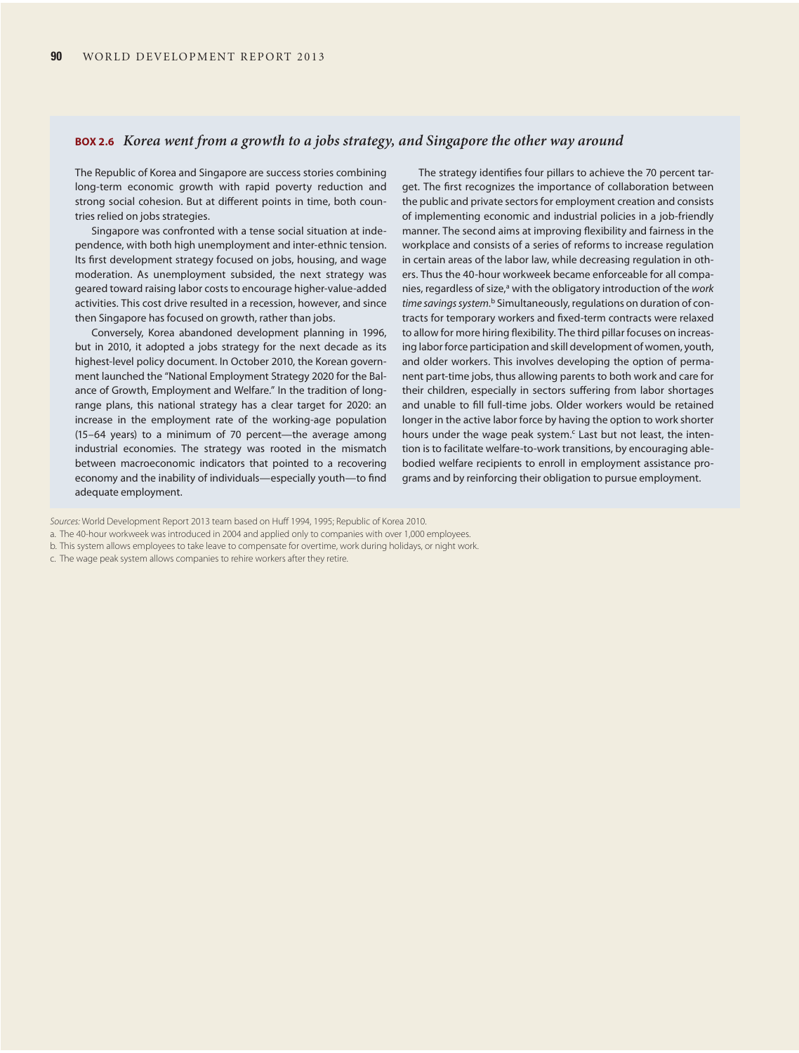### BOX 2.6 *Korea went from a growth to a jobs strategy, and Singapore the other way around*

The Republic of Korea and Singapore are success stories combining long-term economic growth with rapid poverty reduction and strong social cohesion. But at different points in time, both countries relied on jobs strategies.

Singapore was confronted with a tense social situation at independence, with both high unemployment and inter-ethnic tension. Its first development strategy focused on jobs, housing, and wage moderation. As unemployment subsided, the next strategy was geared toward raising labor costs to encourage higher-value-added activities. This cost drive resulted in a recession, however, and since then Singapore has focused on growth, rather than jobs.

Conversely, Korea abandoned development planning in 1996, but in 2010, it adopted a jobs strategy for the next decade as its highest-level policy document. In October 2010, the Korean government launched the "National Employment Strategy 2020 for the Balance of Growth, Employment and Welfare." In the tradition of long-range plans, this national strategy has a clear target for 2020: an increase in the employment rate of the working-age population (15–64 years) to a minimum of 70 percent—the average among industrial economies. The strategy was rooted in the mismatch between macroeconomic indicators that pointed to a recovering economy and the inability of individuals—especially youth—to find adequate employment.

The strategy identifies four pillars to achieve the 70 percent target. The first recognizes the importance of collaboration between the public and private sectors for employment creation and consists of implementing economic and industrial policies in a job-friendly manner. The second aims at improving flexibility and fairness in the workplace and consists of a series of reforms to increase regulation in certain areas of the labor law, while decreasing regulation in others. Thus the 40-hour workweek became enforceable for all companies, regardless of size,[a] with the obligatory introduction of the *work time savings system*.[b] Simultaneously, regulations on duration of contracts for temporary workers and fixed-term contracts were relaxed to allow for more hiring flexibility. The third pillar focuses on increasing labor force participation and skill development of women, youth, and older workers. This involves developing the option of permanent part-time jobs, thus allowing parents to both work and care for their children, especially in sectors suffering from labor shortages and unable to fill full-time jobs. Older workers would be retained longer in the active labor force by having the option to work shorter hours under the wage peak system.[c] Last but not least, the intention is to facilitate welfare-to-work transitions, by encouraging able-bodied welfare recipients to enroll in employment assistance programs and by reinforcing their obligation to pursue employment.

*Sources:* World Development Report 2013 team based on Huff 1994, 1995; Republic of Korea 2010.

a. The 40-hour workweek was introduced in 2004 and applied only to companies with over 1,000 employees.

b. This system allows employees to take leave to compensate for overtime, work during holidays, or night work.

c. The wage peak system allows companies to rehire workers after they retire.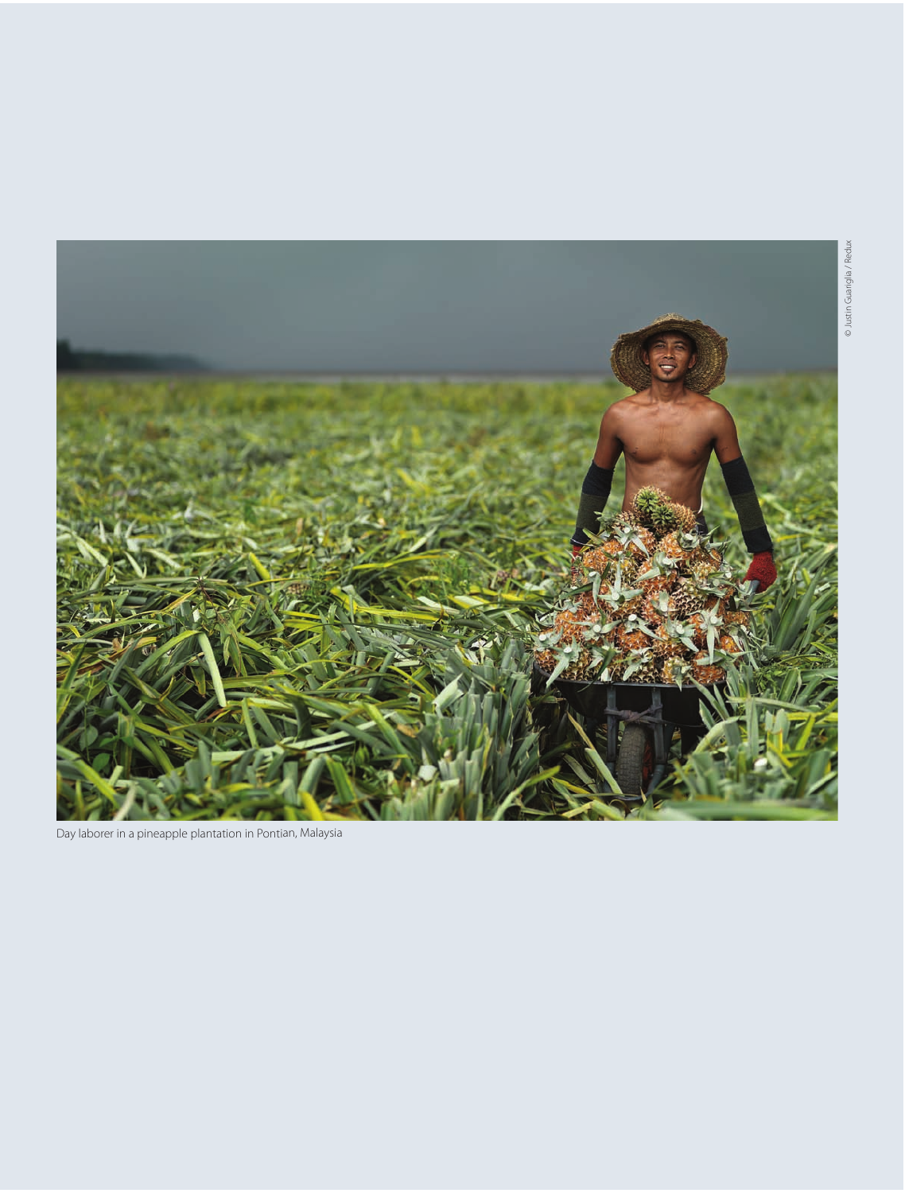Day laborer in a pineapple plantation in Pontian, Malaysia

© Justin Guariglia / Redux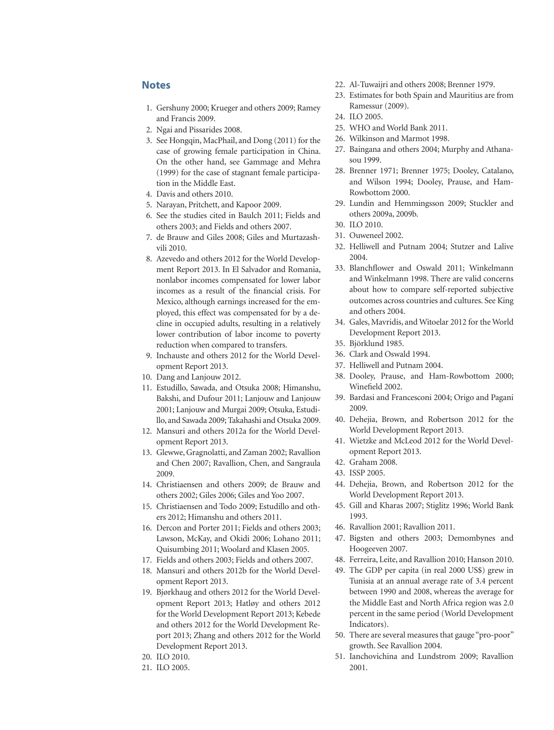## Notes

1. Gershuny 2000; Krueger and others 2009; Ramey and Francis 2009.
2. Ngai and Pissarides 2008.
3. See Hongqin, MacPhail, and Dong (2011) for the case of growing female participation in China. On the other hand, see Gammage and Mehra (1999) for the case of stagnant female participation in the Middle East.
4. Davis and others 2010.
5. Narayan, Pritchett, and Kapoor 2009.
6. See the studies cited in Baulch 2011; Fields and others 2003; and Fields and others 2007.
7. de Brauw and Giles 2008; Giles and Murtazashvili 2010.
8. Azevedo and others 2012 for the World Development Report 2013. In El Salvador and Romania, nonlabor incomes compensated for lower labor incomes as a result of the financial crisis. For Mexico, although earnings increased for the employed, this effect was compensated for by a decline in occupied adults, resulting in a relatively lower contribution of labor income to poverty reduction when compared to transfers.
9. Inchauste and others 2012 for the World Development Report 2013.
10. Dang and Lanjouw 2012.
11. Estudillo, Sawada, and Otsuka 2008; Himanshu, Bakshi, and Dufour 2011; Lanjouw and Lanjouw 2001; Lanjouw and Murgai 2009; Otsuka, Estudillo, and Sawada 2009; Takahashi and Otsuka 2009.
12. Mansuri and others 2012a for the World Development Report 2013.
13. Glewwe, Gragnolatti, and Zaman 2002; Ravallion and Chen 2007; Ravallion, Chen, and Sangraula 2009.
14. Christiaensen and others 2009; de Brauw and others 2002; Giles 2006; Giles and Yoo 2007.
15. Christiaensen and Todo 2009; Estudillo and others 2012; Himanshu and others 2011.
16. Dercon and Porter 2011; Fields and others 2003; Lawson, McKay, and Okidi 2006; Lohano 2011; Quisumbing 2011; Woolard and Klasen 2005.
17. Fields and others 2003; Fields and others 2007.
18. Mansuri and others 2012b for the World Development Report 2013.
19. Bjørkhaug and others 2012 for the World Development Report 2013; Hatløy and others 2012 for the World Development Report 2013; Kebede and others 2012 for the World Development Report 2013; Zhang and others 2012 for the World Development Report 2013.
20. ILO 2010.
21. ILO 2005.
22. Al-Tuwaijri and others 2008; Brenner 1979.
23. Estimates for both Spain and Mauritius are from Ramessur (2009).
24. ILO 2005.
25. WHO and World Bank 2011.
26. Wilkinson and Marmot 1998.
27. Baingana and others 2004; Murphy and Athanasou 1999.
28. Brenner 1971; Brenner 1975; Dooley, Catalano, and Wilson 1994; Dooley, Prause, and Ham-Rowbottom 2000.
29. Lundin and Hemmingsson 2009; Stuckler and others 2009a, 2009b.
30. ILO 2010.
31. Ouweneel 2002.
32. Helliwell and Putnam 2004; Stutzer and Lalive 2004.
33. Blanchflower and Oswald 2011; Winkelmann and Winkelmann 1998. There are valid concerns about how to compare self-reported subjective outcomes across countries and cultures. See King and others 2004.
34. Gales, Mavridis, and Witoelar 2012 for the World Development Report 2013.
35. Björklund 1985.
36. Clark and Oswald 1994.
37. Helliwell and Putnam 2004.
38. Dooley, Prause, and Ham-Rowbottom 2000; Winefield 2002.
39. Bardasi and Francesconi 2004; Origo and Pagani 2009.
40. Dehejia, Brown, and Robertson 2012 for the World Development Report 2013.
41. Wietzke and McLeod 2012 for the World Development Report 2013.
42. Graham 2008.
43. ISSP 2005.
44. Dehejia, Brown, and Robertson 2012 for the World Development Report 2013.
45. Gill and Kharas 2007; Stiglitz 1996; World Bank 1993.
46. Ravallion 2001; Ravallion 2011.
47. Bigsten and others 2003; Demombynes and Hoogeveen 2007.
48. Ferreira, Leite, and Ravallion 2010; Hanson 2010.
49. The GDP per capita (in real 2000 US$) grew in Tunisia at an annual average rate of 3.4 percent between 1990 and 2008, whereas the average for the Middle East and North Africa region was 2.0 percent in the same period (World Development Indicators).
50. There are several measures that gauge "pro-poor" growth. See Ravallion 2004.
51. Ianchovichina and Lundstrom 2009; Ravallion 2001.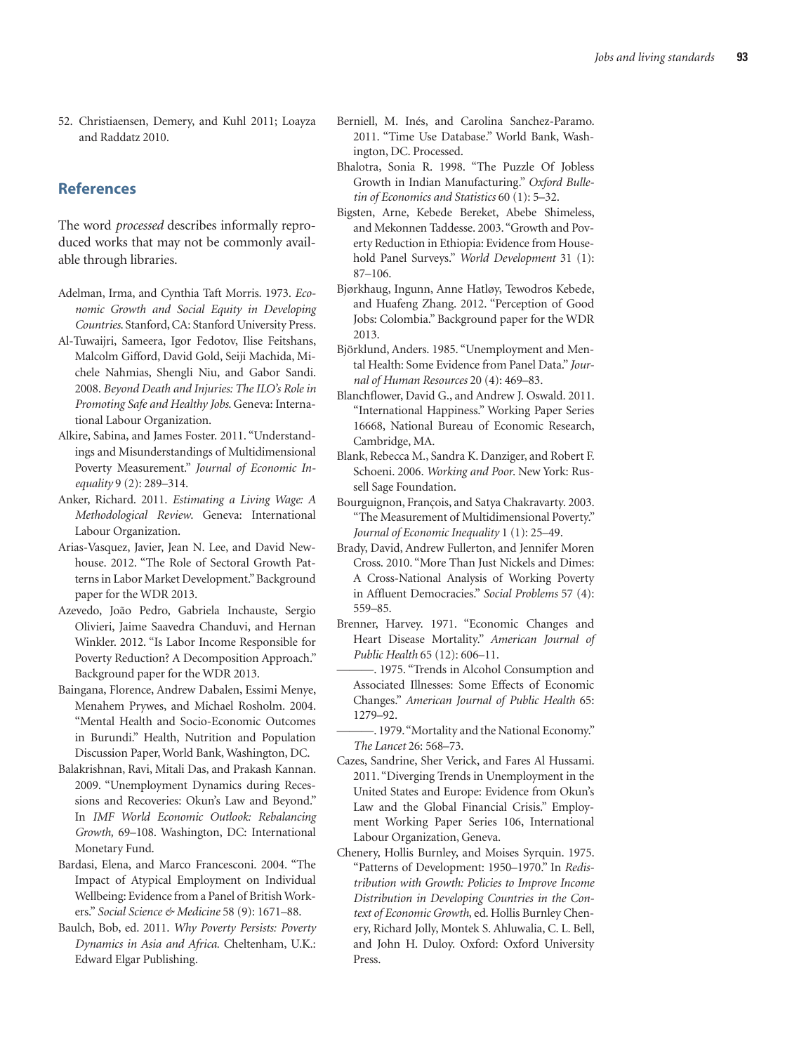52. Christiaensen, Demery, and Kuhl 2011; Loayza and Raddatz 2010.

## References

The word *processed* describes informally reproduced works that may not be commonly available through libraries.

Adelman, Irma, and Cynthia Taft Morris. 1973. *Economic Growth and Social Equity in Developing Countries.* Stanford, CA: Stanford University Press.

Al-Tuwaijri, Sameera, Igor Fedotov, Ilise Feitshans, Malcolm Gifford, David Gold, Seiji Machida, Michele Nahmias, Shengli Niu, and Gabor Sandi. 2008. *Beyond Death and Injuries: The ILO's Role in Promoting Safe and Healthy Jobs.* Geneva: International Labour Organization.

Alkire, Sabina, and James Foster. 2011. "Understandings and Misunderstandings of Multidimensional Poverty Measurement." *Journal of Economic Inequality* 9 (2): 289–314.

Anker, Richard. 2011. *Estimating a Living Wage: A Methodological Review*. Geneva: International Labour Organization.

Arias-Vasquez, Javier, Jean N. Lee, and David Newhouse. 2012. "The Role of Sectoral Growth Patterns in Labor Market Development." Background paper for the WDR 2013.

Azevedo, João Pedro, Gabriela Inchauste, Sergio Olivieri, Jaime Saavedra Chanduvi, and Hernan Winkler. 2012. "Is Labor Income Responsible for Poverty Reduction? A Decomposition Approach." Background paper for the WDR 2013.

Baingana, Florence, Andrew Dabalen, Essimi Menye, Menahem Prywes, and Michael Rosholm. 2004. "Mental Health and Socio-Economic Outcomes in Burundi." Health, Nutrition and Population Discussion Paper, World Bank, Washington, DC.

Balakrishnan, Ravi, Mitali Das, and Prakash Kannan. 2009. "Unemployment Dynamics during Recessions and Recoveries: Okun's Law and Beyond." In *IMF World Economic Outlook: Rebalancing Growth,* 69–108. Washington, DC: International Monetary Fund.

Bardasi, Elena, and Marco Francesconi. 2004. "The Impact of Atypical Employment on Individual Wellbeing: Evidence from a Panel of British Workers." *Social Science & Medicine* 58 (9): 1671–88.

Baulch, Bob, ed. 2011. *Why Poverty Persists: Poverty Dynamics in Asia and Africa.* Cheltenham, U.K.: Edward Elgar Publishing.

Berniell, M. Inés, and Carolina Sanchez-Paramo. 2011. "Time Use Database." World Bank, Washington, DC. Processed.

Bhalotra, Sonia R. 1998. "The Puzzle Of Jobless Growth in Indian Manufacturing." *Oxford Bulletin of Economics and Statistics* 60 (1): 5–32.

Bigsten, Arne, Kebede Bereket, Abebe Shimeless, and Mekonnen Taddesse. 2003. "Growth and Poverty Reduction in Ethiopia: Evidence from Household Panel Surveys." *World Development* 31 (1): 87–106.

Bjørkhaug, Ingunn, Anne Hatløy, Tewodros Kebede, and Huafeng Zhang. 2012. "Perception of Good Jobs: Colombia." Background paper for the WDR 2013.

Björklund, Anders. 1985. "Unemployment and Mental Health: Some Evidence from Panel Data." *Journal of Human Resources* 20 (4): 469–83.

Blanchflower, David G., and Andrew J. Oswald. 2011. "International Happiness." Working Paper Series 16668, National Bureau of Economic Research, Cambridge, MA.

Blank, Rebecca M., Sandra K. Danziger, and Robert F. Schoeni. 2006. *Working and Poor*. New York: Russell Sage Foundation.

Bourguignon, François, and Satya Chakravarty. 2003. "The Measurement of Multidimensional Poverty." *Journal of Economic Inequality* 1 (1): 25–49.

Brady, David, Andrew Fullerton, and Jennifer Moren Cross. 2010. "More Than Just Nickels and Dimes: A Cross-National Analysis of Working Poverty in Affluent Democracies." *Social Problems* 57 (4): 559–85.

Brenner, Harvey. 1971. "Economic Changes and Heart Disease Mortality." *American Journal of Public Health* 65 (12): 606–11.

———. 1975. "Trends in Alcohol Consumption and Associated Illnesses: Some Effects of Economic Changes." *American Journal of Public Health* 65: 1279–92.

———. 1979. "Mortality and the National Economy." *The Lancet* 26: 568–73.

Cazes, Sandrine, Sher Verick, and Fares Al Hussami. 2011. "Diverging Trends in Unemployment in the United States and Europe: Evidence from Okun's Law and the Global Financial Crisis." Employment Working Paper Series 106, International Labour Organization, Geneva.

Chenery, Hollis Burnley, and Moises Syrquin. 1975. "Patterns of Development: 1950–1970." In *Redistribution with Growth: Policies to Improve Income Distribution in Developing Countries in the Context of Economic Growth*, ed. Hollis Burnley Chenery, Richard Jolly, Montek S. Ahluwalia, C. L. Bell, and John H. Duloy. Oxford: Oxford University Press.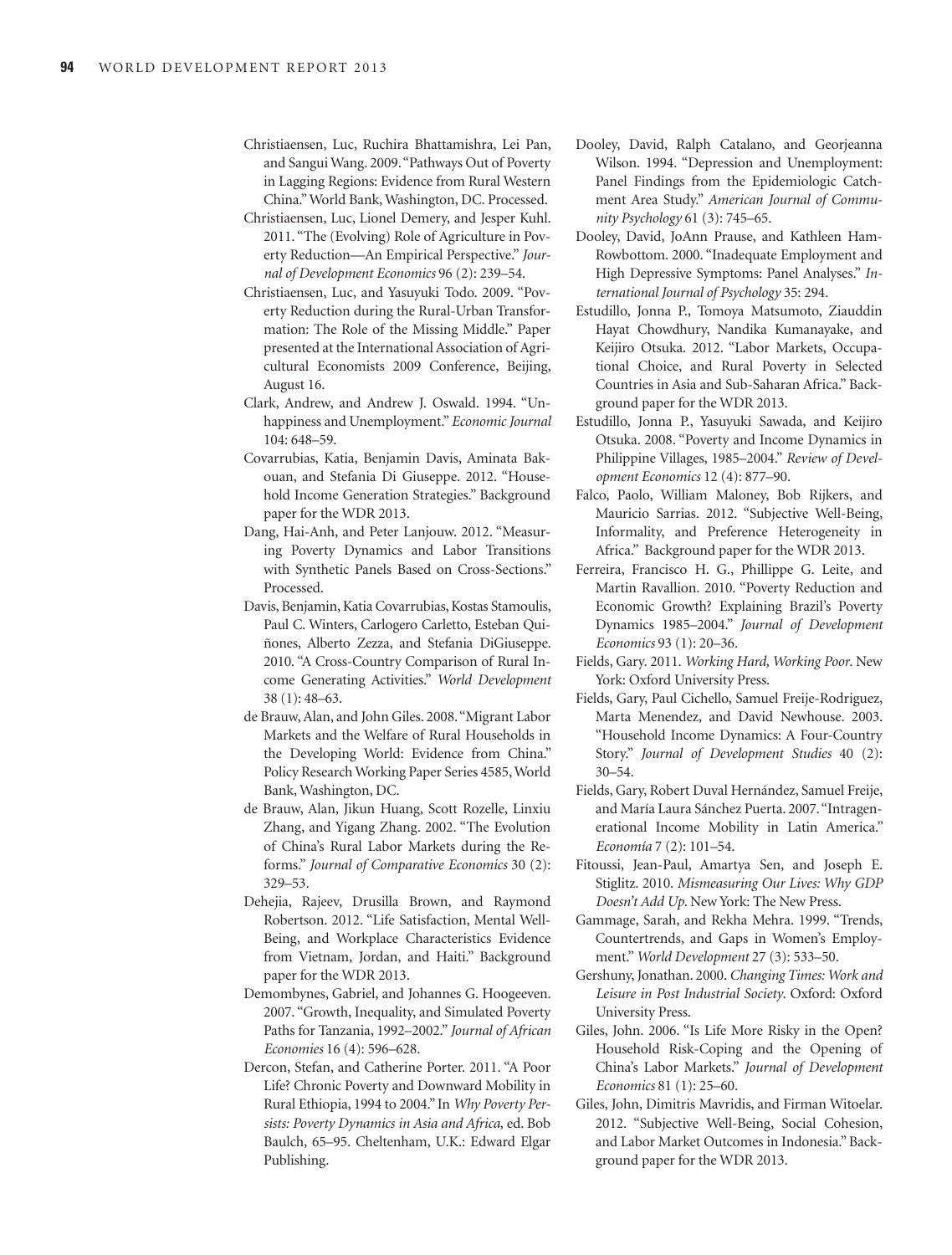Christiaensen, Luc, Ruchira Bhattamishra, Lei Pan, and Sangui Wang. 2009. "Pathways Out of Poverty in Lagging Regions: Evidence from Rural Western China." World Bank, Washington, DC. Processed.

Christiaensen, Luc, Lionel Demery, and Jesper Kuhl. 2011. "The (Evolving) Role of Agriculture in Poverty Reduction—An Empirical Perspective." *Journal of Development Economics* 96 (2): 239–54.

Christiaensen, Luc, and Yasuyuki Todo. 2009. "Poverty Reduction during the Rural-Urban Transformation: The Role of the Missing Middle." Paper presented at the International Association of Agricultural Economists 2009 Conference, Beijing, August 16.

Clark, Andrew, and Andrew J. Oswald. 1994. "Unhappiness and Unemployment." *Economic Journal* 104: 648–59.

Covarrubias, Katia, Benjamin Davis, Aminata Bakouan, and Stefania Di Giuseppe. 2012. "Household Income Generation Strategies." Background paper for the WDR 2013.

Dang, Hai-Anh, and Peter Lanjouw. 2012. "Measuring Poverty Dynamics and Labor Transitions with Synthetic Panels Based on Cross-Sections." Processed.

Davis, Benjamin, Katia Covarrubias, Kostas Stamoulis, Paul C. Winters, Carlogero Carletto, Esteban Quiñones, Alberto Zezza, and Stefania DiGiuseppe. 2010. "A Cross-Country Comparison of Rural Income Generating Activities." *World Development* 38 (1): 48–63.

de Brauw, Alan, and John Giles. 2008. "Migrant Labor Markets and the Welfare of Rural Households in the Developing World: Evidence from China." Policy Research Working Paper Series 4585, World Bank, Washington, DC.

de Brauw, Alan, Jikun Huang, Scott Rozelle, Linxiu Zhang, and Yigang Zhang. 2002. "The Evolution of China's Rural Labor Markets during the Reforms." *Journal of Comparative Economics* 30 (2): 329–53.

Dehejia, Rajeev, Drusilla Brown, and Raymond Robertson. 2012. "Life Satisfaction, Mental Well-Being, and Workplace Characteristics Evidence from Vietnam, Jordan, and Haiti." Background paper for the WDR 2013.

Demombynes, Gabriel, and Johannes G. Hoogeveen. 2007. "Growth, Inequality, and Simulated Poverty Paths for Tanzania, 1992–2002." *Journal of African Economies* 16 (4): 596–628.

Dercon, Stefan, and Catherine Porter. 2011. "A Poor Life? Chronic Poverty and Downward Mobility in Rural Ethiopia, 1994 to 2004." In *Why Poverty Persists: Poverty Dynamics in Asia and Africa*, ed. Bob Baulch, 65–95. Cheltenham, U.K.: Edward Elgar Publishing.

Dooley, David, Ralph Catalano, and Georjeanna Wilson. 1994. "Depression and Unemployment: Panel Findings from the Epidemiologic Catchment Area Study." *American Journal of Community Psychology* 61 (3): 745–65.

Dooley, David, JoAnn Prause, and Kathleen Ham-Rowbottom. 2000. "Inadequate Employment and High Depressive Symptoms: Panel Analyses." *International Journal of Psychology* 35: 294.

Estudillo, Jonna P., Tomoya Matsumoto, Ziauddin Hayat Chowdhury, Nandika Kumanayake, and Keijiro Otsuka. 2012. "Labor Markets, Occupational Choice, and Rural Poverty in Selected Countries in Asia and Sub-Saharan Africa." Background paper for the WDR 2013.

Estudillo, Jonna P., Yasuyuki Sawada, and Keijiro Otsuka. 2008. "Poverty and Income Dynamics in Philippine Villages, 1985–2004." *Review of Development Economics* 12 (4): 877–90.

Falco, Paolo, William Maloney, Bob Rijkers, and Mauricio Sarrias. 2012. "Subjective Well-Being, Informality, and Preference Heterogeneity in Africa." Background paper for the WDR 2013.

Ferreira, Francisco H. G., Phillippe G. Leite, and Martin Ravallion. 2010. "Poverty Reduction and Economic Growth? Explaining Brazil's Poverty Dynamics 1985–2004." *Journal of Development Economics* 93 (1): 20–36.

Fields, Gary. 2011. *Working Hard, Working Poor*. New York: Oxford University Press.

Fields, Gary, Paul Cichello, Samuel Freije-Rodriguez, Marta Menendez, and David Newhouse. 2003. "Household Income Dynamics: A Four-Country Story." *Journal of Development Studies* 40 (2): 30–54.

Fields, Gary, Robert Duval Hernández, Samuel Freije, and María Laura Sánchez Puerta. 2007. "Intragenerational Income Mobility in Latin America." *Economía* 7 (2): 101–54.

Fitoussi, Jean-Paul, Amartya Sen, and Joseph E. Stiglitz. 2010. *Mismeasuring Our Lives: Why GDP Doesn't Add Up*. New York: The New Press.

Gammage, Sarah, and Rekha Mehra. 1999. "Trends, Countertrends, and Gaps in Women's Employment." *World Development* 27 (3): 533–50.

Gershuny, Jonathan. 2000. *Changing Times: Work and Leisure in Post Industrial Society*. Oxford: Oxford University Press.

Giles, John. 2006. "Is Life More Risky in the Open? Household Risk-Coping and the Opening of China's Labor Markets." *Journal of Development Economics* 81 (1): 25–60.

Giles, John, Dimitris Mavridis, and Firman Witoelar. 2012. "Subjective Well-Being, Social Cohesion, and Labor Market Outcomes in Indonesia." Background paper for the WDR 2013.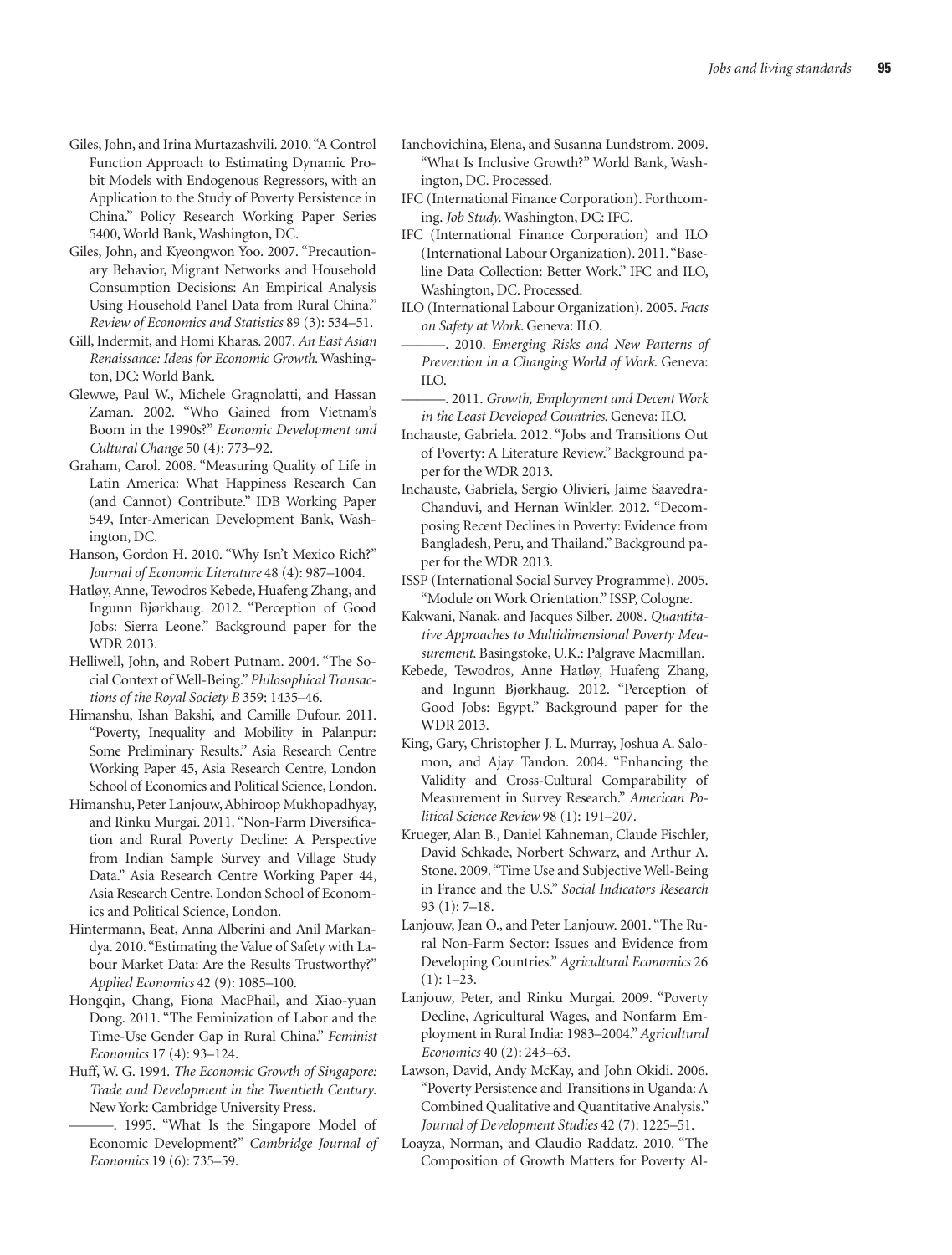Giles, John, and Irina Murtazashvili. 2010. "A Control Function Approach to Estimating Dynamic Probit Models with Endogenous Regressors, with an Application to the Study of Poverty Persistence in China." Policy Research Working Paper Series 5400, World Bank, Washington, DC.

Giles, John, and Kyeongwon Yoo. 2007. "Precautionary Behavior, Migrant Networks and Household Consumption Decisions: An Empirical Analysis Using Household Panel Data from Rural China." *Review of Economics and Statistics* 89 (3): 534–51.

Gill, Indermit, and Homi Kharas. 2007. *An East Asian Renaissance: Ideas for Economic Growth.* Washington, DC: World Bank.

Glewwe, Paul W., Michele Gragnolatti, and Hassan Zaman. 2002. "Who Gained from Vietnam's Boom in the 1990s?" *Economic Development and Cultural Change* 50 (4): 773–92.

Graham, Carol. 2008. "Measuring Quality of Life in Latin America: What Happiness Research Can (and Cannot) Contribute." IDB Working Paper 549, Inter-American Development Bank, Washington, DC.

Hanson, Gordon H. 2010. "Why Isn't Mexico Rich?" *Journal of Economic Literature* 48 (4): 987–1004.

Hatløy, Anne, Tewodros Kebede, Huafeng Zhang, and Ingunn Bjørkhaug. 2012. "Perception of Good Jobs: Sierra Leone." Background paper for the WDR 2013.

Helliwell, John, and Robert Putnam. 2004. "The Social Context of Well-Being." *Philosophical Transactions of the Royal Society B* 359: 1435–46.

Himanshu, Ishan Bakshi, and Camille Dufour. 2011. "Poverty, Inequality and Mobility in Palanpur: Some Preliminary Results." Asia Research Centre Working Paper 45, Asia Research Centre, London School of Economics and Political Science, London.

Himanshu, Peter Lanjouw, Abhiroop Mukhopadhyay, and Rinku Murgai. 2011. "Non-Farm Diversification and Rural Poverty Decline: A Perspective from Indian Sample Survey and Village Study Data." Asia Research Centre Working Paper 44, Asia Research Centre, London School of Economics and Political Science, London.

Hintermann, Beat, Anna Alberini and Anil Markandya. 2010. "Estimating the Value of Safety with Labour Market Data: Are the Results Trustworthy?" *Applied Economics* 42 (9): 1085–100.

Hongqin, Chang, Fiona MacPhail, and Xiao-yuan Dong. 2011. "The Feminization of Labor and the Time-Use Gender Gap in Rural China." *Feminist Economics* 17 (4): 93–124.

Huff, W. G. 1994. *The Economic Growth of Singapore: Trade and Development in the Twentieth Century.* New York: Cambridge University Press.

———. 1995. "What Is the Singapore Model of Economic Development?" *Cambridge Journal of Economics* 19 (6): 735–59.

Ianchovichina, Elena, and Susanna Lundstrom. 2009. "What Is Inclusive Growth?" World Bank, Washington, DC. Processed.

IFC (International Finance Corporation). Forthcoming. *Job Study.* Washington, DC: IFC.

IFC (International Finance Corporation) and ILO (International Labour Organization). 2011. "Baseline Data Collection: Better Work." IFC and ILO, Washington, DC. Processed.

ILO (International Labour Organization). 2005. *Facts on Safety at Work.* Geneva: ILO.

———. 2010. *Emerging Risks and New Patterns of Prevention in a Changing World of Work.* Geneva: ILO.

———. 2011. *Growth, Employment and Decent Work in the Least Developed Countries.* Geneva: ILO.

Inchauste, Gabriela. 2012. "Jobs and Transitions Out of Poverty: A Literature Review." Background paper for the WDR 2013.

Inchauste, Gabriela, Sergio Olivieri, Jaime Saavedra-Chanduvi, and Hernan Winkler. 2012. "Decomposing Recent Declines in Poverty: Evidence from Bangladesh, Peru, and Thailand." Background paper for the WDR 2013.

ISSP (International Social Survey Programme). 2005. "Module on Work Orientation." ISSP, Cologne.

Kakwani, Nanak, and Jacques Silber. 2008. *Quantitative Approaches to Multidimensional Poverty Measurement.* Basingstoke, U.K.: Palgrave Macmillan.

Kebede, Tewodros, Anne Hatløy, Huafeng Zhang, and Ingunn Bjørkhaug. 2012. "Perception of Good Jobs: Egypt." Background paper for the WDR 2013.

King, Gary, Christopher J. L. Murray, Joshua A. Salomon, and Ajay Tandon. 2004. "Enhancing the Validity and Cross-Cultural Comparability of Measurement in Survey Research." *American Political Science Review* 98 (1): 191–207.

Krueger, Alan B., Daniel Kahneman, Claude Fischler, David Schkade, Norbert Schwarz, and Arthur A. Stone. 2009. "Time Use and Subjective Well-Being in France and the U.S." *Social Indicators Research* 93 (1): 7–18.

Lanjouw, Jean O., and Peter Lanjouw. 2001. "The Rural Non-Farm Sector: Issues and Evidence from Developing Countries." *Agricultural Economics* 26 (1): 1–23.

Lanjouw, Peter, and Rinku Murgai. 2009. "Poverty Decline, Agricultural Wages, and Nonfarm Employment in Rural India: 1983–2004." *Agricultural Economics* 40 (2): 243–63.

Lawson, David, Andy McKay, and John Okidi. 2006. "Poverty Persistence and Transitions in Uganda: A Combined Qualitative and Quantitative Analysis." *Journal of Development Studies* 42 (7): 1225–51.

Loayza, Norman, and Claudio Raddatz. 2010. "The Composition of Growth Matters for Poverty Al-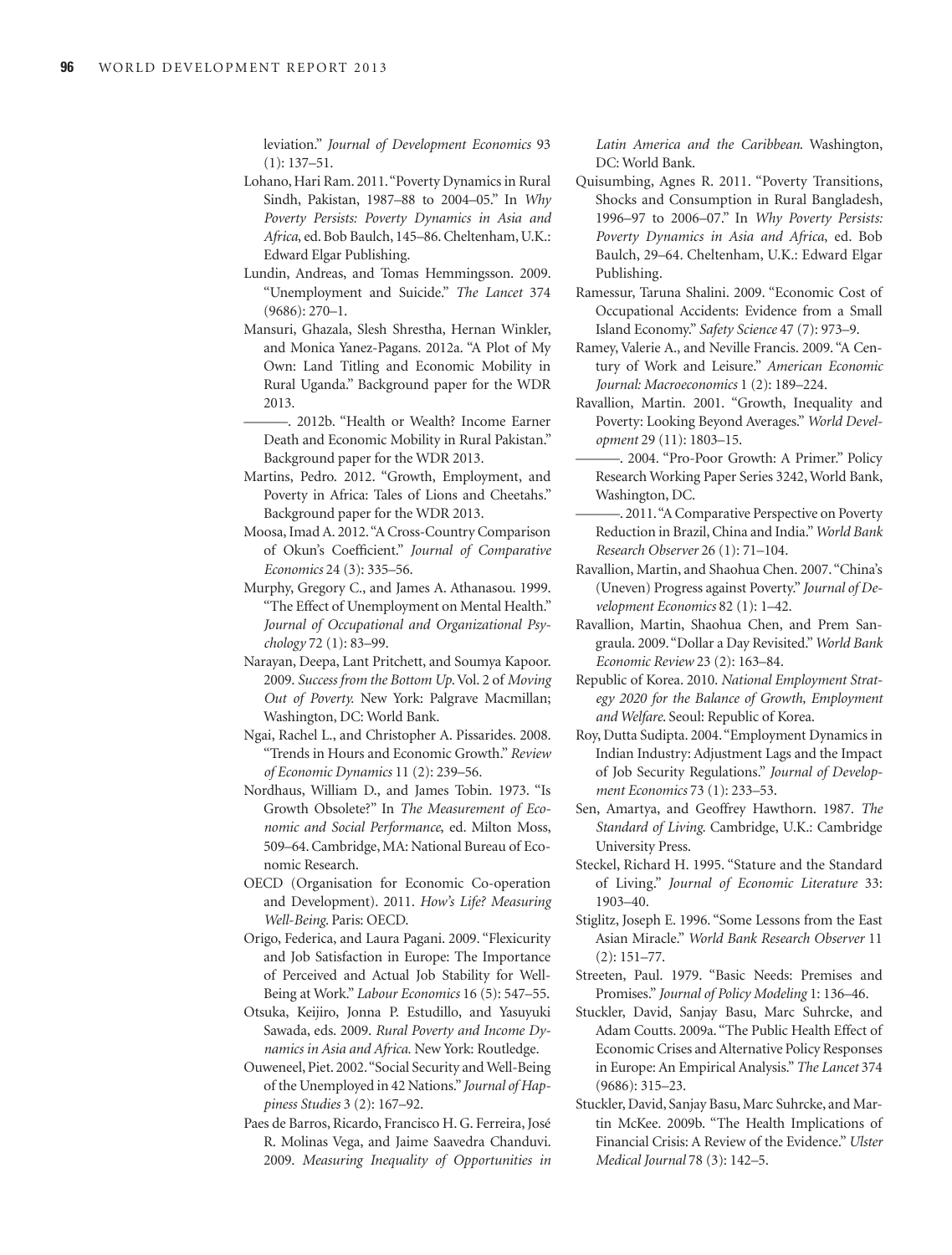leviation." *Journal of Development Economics* 93 (1): 137–51.

Lohano, Hari Ram. 2011. "Poverty Dynamics in Rural Sindh, Pakistan, 1987–88 to 2004–05." In *Why Poverty Persists: Poverty Dynamics in Asia and Africa*, ed. Bob Baulch, 145–86. Cheltenham, U.K.: Edward Elgar Publishing.

Lundin, Andreas, and Tomas Hemmingsson. 2009. "Unemployment and Suicide." *The Lancet* 374 (9686): 270–1.

Mansuri, Ghazala, Slesh Shrestha, Hernan Winkler, and Monica Yanez-Pagans. 2012a. "A Plot of My Own: Land Titling and Economic Mobility in Rural Uganda." Background paper for the WDR 2013.

———. 2012b. "Health or Wealth? Income Earner Death and Economic Mobility in Rural Pakistan." Background paper for the WDR 2013.

Martins, Pedro. 2012. "Growth, Employment, and Poverty in Africa: Tales of Lions and Cheetahs." Background paper for the WDR 2013.

Moosa, Imad A. 2012. "A Cross-Country Comparison of Okun's Coefficient." *Journal of Comparative Economics* 24 (3): 335–56.

Murphy, Gregory C., and James A. Athanasou. 1999. "The Effect of Unemployment on Mental Health." *Journal of Occupational and Organizational Psychology* 72 (1): 83–99.

Narayan, Deepa, Lant Pritchett, and Soumya Kapoor. 2009. *Success from the Bottom Up*. Vol. 2 of *Moving Out of Poverty*. New York: Palgrave Macmillan; Washington, DC: World Bank.

Ngai, Rachel L., and Christopher A. Pissarides. 2008. "Trends in Hours and Economic Growth." *Review of Economic Dynamics* 11 (2): 239–56.

Nordhaus, William D., and James Tobin. 1973. "Is Growth Obsolete?" In *The Measurement of Economic and Social Performance*, ed. Milton Moss, 509–64. Cambridge, MA: National Bureau of Economic Research.

OECD (Organisation for Economic Co-operation and Development). 2011. *How's Life? Measuring Well-Being*. Paris: OECD.

Origo, Federica, and Laura Pagani. 2009. "Flexicurity and Job Satisfaction in Europe: The Importance of Perceived and Actual Job Stability for Well-Being at Work." *Labour Economics* 16 (5): 547–55.

Otsuka, Keijiro, Jonna P. Estudillo, and Yasuyuki Sawada, eds. 2009. *Rural Poverty and Income Dynamics in Asia and Africa.* New York: Routledge.

Ouweneel, Piet. 2002. "Social Security and Well-Being of the Unemployed in 42 Nations." *Journal of Happiness Studies* 3 (2): 167–92.

Paes de Barros, Ricardo, Francisco H. G. Ferreira, José R. Molinas Vega, and Jaime Saavedra Chanduvi. 2009. *Measuring Inequality of Opportunities in Latin America and the Caribbean*. Washington, DC: World Bank.

Quisumbing, Agnes R. 2011. "Poverty Transitions, Shocks and Consumption in Rural Bangladesh, 1996–97 to 2006–07." In *Why Poverty Persists: Poverty Dynamics in Asia and Africa*, ed. Bob Baulch, 29–64. Cheltenham, U.K.: Edward Elgar Publishing.

Ramessur, Taruna Shalini. 2009. "Economic Cost of Occupational Accidents: Evidence from a Small Island Economy." *Safety Science* 47 (7): 973–9.

Ramey, Valerie A., and Neville Francis. 2009. "A Century of Work and Leisure." *American Economic Journal: Macroeconomics* 1 (2): 189–224.

Ravallion, Martin. 2001. "Growth, Inequality and Poverty: Looking Beyond Averages." *World Development* 29 (11): 1803–15.

———. 2004. "Pro-Poor Growth: A Primer." Policy Research Working Paper Series 3242, World Bank, Washington, DC.

———. 2011. "A Comparative Perspective on Poverty Reduction in Brazil, China and India." *World Bank Research Observer* 26 (1): 71–104.

Ravallion, Martin, and Shaohua Chen. 2007. "China's (Uneven) Progress against Poverty." *Journal of Development Economics* 82 (1): 1–42.

Ravallion, Martin, Shaohua Chen, and Prem Sangraula. 2009. "Dollar a Day Revisited." *World Bank Economic Review* 23 (2): 163–84.

Republic of Korea. 2010. *National Employment Strategy 2020 for the Balance of Growth, Employment and Welfare*. Seoul: Republic of Korea.

Roy, Dutta Sudipta. 2004. "Employment Dynamics in Indian Industry: Adjustment Lags and the Impact of Job Security Regulations." *Journal of Development Economics* 73 (1): 233–53.

Sen, Amartya, and Geoffrey Hawthorn. 1987. *The Standard of Living*. Cambridge, U.K.: Cambridge University Press.

Steckel, Richard H. 1995. "Stature and the Standard of Living." *Journal of Economic Literature* 33: 1903–40.

Stiglitz, Joseph E. 1996. "Some Lessons from the East Asian Miracle." *World Bank Research Observer* 11 (2): 151–77.

Streeten, Paul. 1979. "Basic Needs: Premises and Promises." *Journal of Policy Modeling* 1: 136–46.

Stuckler, David, Sanjay Basu, Marc Suhrcke, and Adam Coutts. 2009a. "The Public Health Effect of Economic Crises and Alternative Policy Responses in Europe: An Empirical Analysis." *The Lancet* 374 (9686): 315–23.

Stuckler, David, Sanjay Basu, Marc Suhrcke, and Martin McKee. 2009b. "The Health Implications of Financial Crisis: A Review of the Evidence." *Ulster Medical Journal* 78 (3): 142–5.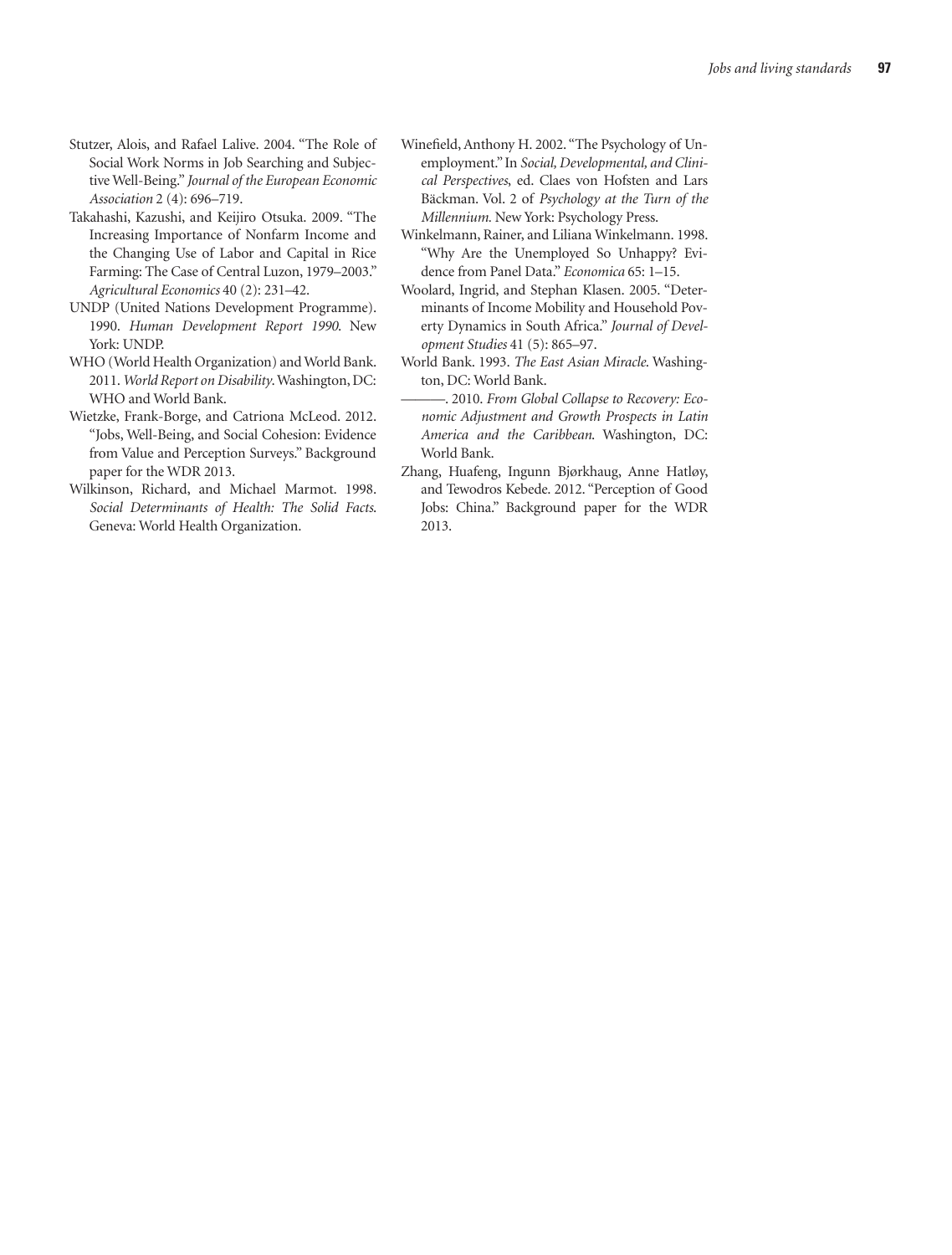Stutzer, Alois, and Rafael Lalive. 2004. "The Role of Social Work Norms in Job Searching and Subjective Well-Being." *Journal of the European Economic Association* 2 (4): 696–719.

Takahashi, Kazushi, and Keijiro Otsuka. 2009. "The Increasing Importance of Nonfarm Income and the Changing Use of Labor and Capital in Rice Farming: The Case of Central Luzon, 1979–2003." *Agricultural Economics* 40 (2): 231–42.

UNDP (United Nations Development Programme). 1990. *Human Development Report 1990.* New York: UNDP.

WHO (World Health Organization) and World Bank. 2011. *World Report on Disability.* Washington, DC: WHO and World Bank.

Wietzke, Frank-Borge, and Catriona McLeod. 2012. "Jobs, Well-Being, and Social Cohesion: Evidence from Value and Perception Surveys." Background paper for the WDR 2013.

Wilkinson, Richard, and Michael Marmot. 1998. *Social Determinants of Health: The Solid Facts.* Geneva: World Health Organization.

Winefield, Anthony H. 2002. "The Psychology of Unemployment." In *Social, Developmental, and Clinical Perspectives*, ed. Claes von Hofsten and Lars Bäckman. Vol. 2 of *Psychology at the Turn of the Millennium.* New York: Psychology Press.

Winkelmann, Rainer, and Liliana Winkelmann. 1998. "Why Are the Unemployed So Unhappy? Evidence from Panel Data." *Economica* 65: 1–15.

Woolard, Ingrid, and Stephan Klasen. 2005. "Determinants of Income Mobility and Household Poverty Dynamics in South Africa." *Journal of Development Studies* 41 (5): 865–97.

World Bank. 1993. *The East Asian Miracle.* Washington, DC: World Bank.

———. 2010. *From Global Collapse to Recovery: Economic Adjustment and Growth Prospects in Latin America and the Caribbean.* Washington, DC: World Bank.

Zhang, Huafeng, Ingunn Bjørkhaug, Anne Hatløy, and Tewodros Kebede. 2012. "Perception of Good Jobs: China." Background paper for the WDR 2013.